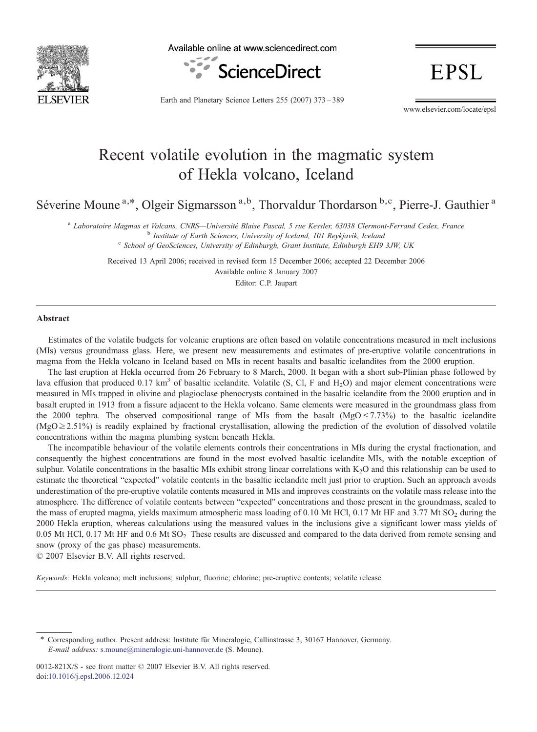# Recent volatile evolution in the magmatic system of Hekla volcano, Iceland

Séverine Moune [a,*], Olgeir Sigmarsson [a,b], Thorvaldur Thordarson [b,c], Pierre-J. Gauthier [a]

[a] *Laboratoire Magmas et Volcans, CNRS—Université Blaise Pascal, 5 rue Kessler, 63038 Clermont-Ferrand Cedex, France*
[b] *Institute of Earth Sciences, University of Iceland, 101 Reykjavik, Iceland*
[c] *School of GeoSciences, University of Edinburgh, Grant Institute, Edinburgh EH9 3JW, UK*

Received 13 April 2006; received in revised form 15 December 2006; accepted 22 December 2006
Available online 8 January 2007
Editor: C.P. Jaupart

## Abstract

Estimates of the volatile budgets for volcanic eruptions are often based on volatile concentrations measured in melt inclusions (MIs) versus groundmass glass. Here, we present new measurements and estimates of pre-eruptive volatile concentrations in magma from the Hekla volcano in Iceland based on MIs in recent basalts and basaltic icelandites from the 2000 eruption.

The last eruption at Hekla occurred from 26 February to 8 March, 2000. It began with a short sub-Plinian phase followed by lava effusion that produced 0.17 $km^3$ of basaltic icelandite. Volatile (S, Cl, F and $H_2O$) and major element concentrations were measured in MIs trapped in olivine and plagioclase phenocrysts contained in the basaltic icelandite from the 2000 eruption and in basalt erupted in 1913 from a fissure adjacent to the Hekla volcano. Same elements were measured in the groundmass glass from the 2000 tephra. The observed compositional range of MIs from the basalt ($MgO \leq 7.73\%$) to the basaltic icelandite ($MgO \geq 2.51\%$) is readily explained by fractional crystallisation, allowing the prediction of the evolution of dissolved volatile concentrations within the magma plumbing system beneath Hekla.

The incompatible behaviour of the volatile elements controls their concentrations in MIs during the crystal fractionation, and consequently the highest concentrations are found in the most evolved basaltic icelandite MIs, with the notable exception of sulphur. Volatile concentrations in the basaltic MIs exhibit strong linear correlations with $K_2O$ and this relationship can be used to estimate the theoretical "expected" volatile contents in the basaltic icelandite melt just prior to eruption. Such an approach avoids underestimation of the pre-eruptive volatile contents measured in MIs and improves constraints on the volatile mass release into the atmosphere. The difference of volatile contents between "expected" concentrations and those present in the groundmass, scaled to the mass of erupted magma, yields maximum atmospheric mass loading of 0.10 Mt HCl, 0.17 Mt HF and 3.77 Mt $SO_2$ during the 2000 Hekla eruption, whereas calculations using the measured values in the inclusions give a significant lower mass yields of 0.05 Mt HCl, 0.17 Mt HF and 0.6 Mt $SO_2$. These results are discussed and compared to the data derived from remote sensing and snow (proxy of the gas phase) measurements.

© 2007 Elsevier B.V. All rights reserved.

*Keywords:* Hekla volcano; melt inclusions; sulphur; fluorine; chlorine; pre-eruptive contents; volatile release

---

\* Corresponding author. Present address: Institute für Mineralogie, Callinstrasse 3, 30167 Hannover, Germany.
*E-mail address:* s.moune@mineralogie.uni-hannover.de (S. Moune).

0012-821X/$ - see front matter © 2007 Elsevier B.V. All rights reserved.
doi:10.1016/j.epsl.2006.12.024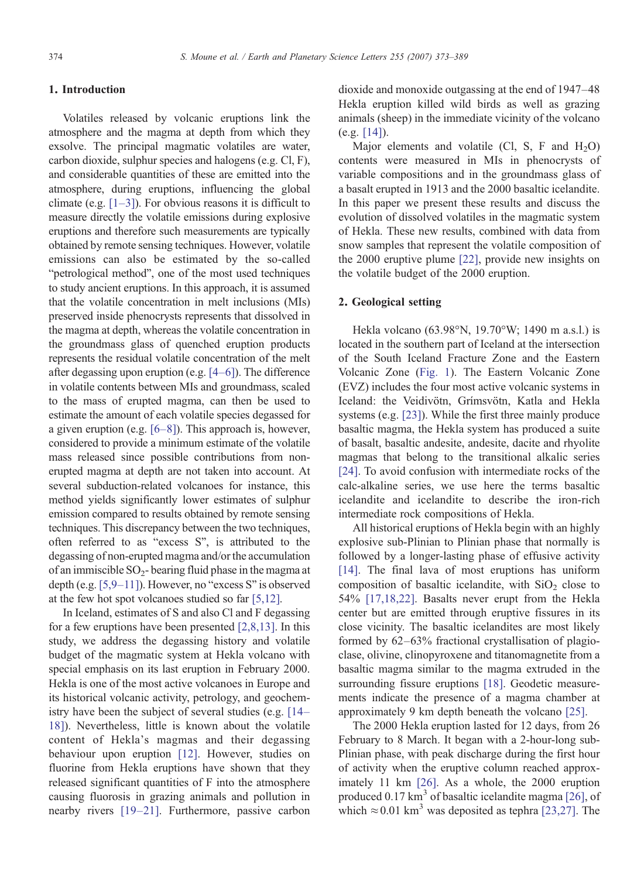## 1. Introduction

Volatiles released by volcanic eruptions link the atmosphere and the magma at depth from which they exsolve. The principal magmatic volatiles are water, carbon dioxide, sulphur species and halogens (e.g. Cl, F), and considerable quantities of these are emitted into the atmosphere, during eruptions, influencing the global climate (e.g. [1–3]). For obvious reasons it is difficult to measure directly the volatile emissions during explosive eruptions and therefore such measurements are typically obtained by remote sensing techniques. However, volatile emissions can also be estimated by the so-called "petrological method", one of the most used techniques to study ancient eruptions. In this approach, it is assumed that the volatile concentration in melt inclusions (MIs) preserved inside phenocrysts represents that dissolved in the magma at depth, whereas the volatile concentration in the groundmass glass of quenched eruption products represents the residual volatile concentration of the melt after degassing upon eruption (e.g. [4–6]). The difference in volatile contents between MIs and groundmass, scaled to the mass of erupted magma, can then be used to estimate the amount of each volatile species degassed for a given eruption (e.g. [6–8]). This approach is, however, considered to provide a minimum estimate of the volatile mass released since possible contributions from non-erupted magma at depth are not taken into account. At several subduction-related volcanoes for instance, this method yields significantly lower estimates of sulphur emission compared to results obtained by remote sensing techniques. This discrepancy between the two techniques, often referred to as "excess S", is attributed to the degassing of non-erupted magma and/or the accumulation of an immiscible $SO_2$- bearing fluid phase in the magma at depth (e.g. [5,9–11]). However, no "excess S" is observed at the few hot spot volcanoes studied so far [5,12].

In Iceland, estimates of S and also Cl and F degassing for a few eruptions have been presented [2,8,13]. In this study, we address the degassing history and volatile budget of the magmatic system at Hekla volcano with special emphasis on its last eruption in February 2000. Hekla is one of the most active volcanoes in Europe and its historical volcanic activity, petrology, and geochemistry have been the subject of several studies (e.g. [14–18]). Nevertheless, little is known about the volatile content of Hekla's magmas and their degassing behaviour upon eruption [12]. However, studies on fluorine from Hekla eruptions have shown that they released significant quantities of F into the atmosphere causing fluorosis in grazing animals and pollution in nearby rivers [19–21]. Furthermore, passive carbon dioxide and monoxide outgassing at the end of 1947–48 Hekla eruption killed wild birds as well as grazing animals (sheep) in the immediate vicinity of the volcano (e.g. [14]).

Major elements and volatile (Cl, S, F and $H_2O$) contents were measured in MIs in phenocrysts of variable compositions and in the groundmass glass of a basalt erupted in 1913 and the 2000 basaltic icelandite. In this paper we present these results and discuss the evolution of dissolved volatiles in the magmatic system of Hekla. These new results, combined with data from snow samples that represent the volatile composition of the 2000 eruptive plume [22], provide new insights on the volatile budget of the 2000 eruption.

## 2. Geological setting

Hekla volcano (63.98°N, 19.70°W; 1490 m a.s.l.) is located in the southern part of Iceland at the intersection of the South Iceland Fracture Zone and the Eastern Volcanic Zone (Fig. 1). The Eastern Volcanic Zone (EVZ) includes the four most active volcanic systems in Iceland: the Veidivötn, Grímsvötn, Katla and Hekla systems (e.g. [23]). While the first three mainly produce basaltic magma, the Hekla system has produced a suite of basalt, basaltic andesite, andesite, dacite and rhyolite magmas that belong to the transitional alkalic series [24]. To avoid confusion with intermediate rocks of the calc-alkaline series, we use here the terms basaltic icelandite and icelandite to describe the iron-rich intermediate rock compositions of Hekla.

All historical eruptions of Hekla begin with an highly explosive sub-Plinian to Plinian phase that normally is followed by a longer-lasting phase of effusive activity [14]. The final lava of most eruptions has uniform composition of basaltic icelandite, with $SiO_2$ close to 54% [17,18,22]. Basalts never erupt from the Hekla center but are emitted through eruptive fissures in its close vicinity. The basaltic icelandites are most likely formed by 62–63% fractional crystallisation of plagioclase, olivine, clinopyroxene and titanomagnetite from a basaltic magma similar to the magma extruded in the surrounding fissure eruptions [18]. Geodetic measurements indicate the presence of a magma chamber at approximately 9 km depth beneath the volcano [25].

The 2000 Hekla eruption lasted for 12 days, from 26 February to 8 March. It began with a 2-hour-long sub-Plinian phase, with peak discharge during the first hour of activity when the eruptive column reached approximately 11 km [26]. As a whole, the 2000 eruption produced 0.17 $km^3$ of basaltic icelandite magma [26], of which ≈0.01 $km^3$ was deposited as tephra [23,27]. The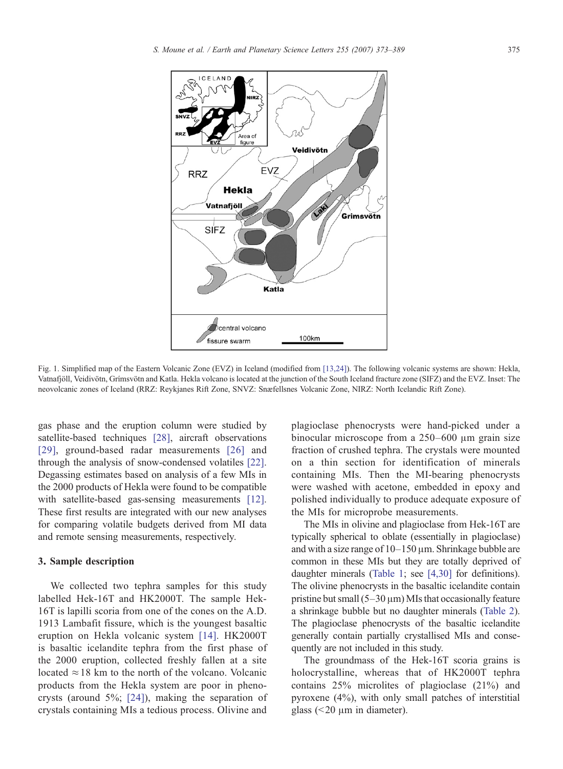Fig. 1. Simplified map of the Eastern Volcanic Zone (EVZ) in Iceland (modified from [13,24]). The following volcanic systems are shown: Hekla, Vatnafjöll, Veidivötn, Grímsvötn and Katla. Hekla volcano is located at the junction of the South Iceland fracture zone (SIFZ) and the EVZ. Inset: The neovolcanic zones of Iceland (RRZ: Reykjanes Rift Zone, SNVZ: Snæfellsnes Volcanic Zone, NIRZ: North Icelandic Rift Zone).

gas phase and the eruption column were studied by satellite-based techniques [28], aircraft observations [29], ground-based radar measurements [26] and through the analysis of snow-condensed volatiles [22]. Degassing estimates based on analysis of a few MIs in the 2000 products of Hekla were found to be compatible with satellite-based gas-sensing measurements [12]. These first results are integrated with our new analyses for comparing volatile budgets derived from MI data and remote sensing measurements, respectively.

## 3. Sample description

We collected two tephra samples for this study labelled Hek-16T and HK2000T. The sample Hek-16T is lapilli scoria from one of the cones on the A.D. 1913 Lambafit fissure, which is the youngest basaltic eruption on Hekla volcanic system [14]. HK2000T is basaltic icelandite tephra from the first phase of the 2000 eruption, collected freshly fallen at a site located ≈18 km to the north of the volcano. Volcanic products from the Hekla system are poor in phenocrysts (around 5%; [24]), making the separation of crystals containing MIs a tedious process. Olivine and plagioclase phenocrysts were hand-picked under a binocular microscope from a 250–600 μm grain size fraction of crushed tephra. The crystals were mounted on a thin section for identification of minerals containing MIs. Then the MI-bearing phenocrysts were washed with acetone, embedded in epoxy and polished individually to produce adequate exposure of the MIs for microprobe measurements.

The MIs in olivine and plagioclase from Hek-16T are typically spherical to oblate (essentially in plagioclase) and with a size range of 10–150 μm. Shrinkage bubble are common in these MIs but they are totally deprived of daughter minerals (Table 1; see [4,30] for definitions). The olivine phenocrysts in the basaltic icelandite contain pristine but small (5–30 μm) MIs that occasionally feature a shrinkage bubble but no daughter minerals (Table 2). The plagioclase phenocrysts of the basaltic icelandite generally contain partially crystallised MIs and consequently are not included in this study.

The groundmass of the Hek-16T scoria grains is holocrystalline, whereas that of HK2000T tephra contains 25% microlites of plagioclase (21%) and pyroxene (4%), with only small patches of interstitial glass (<20 μm in diameter).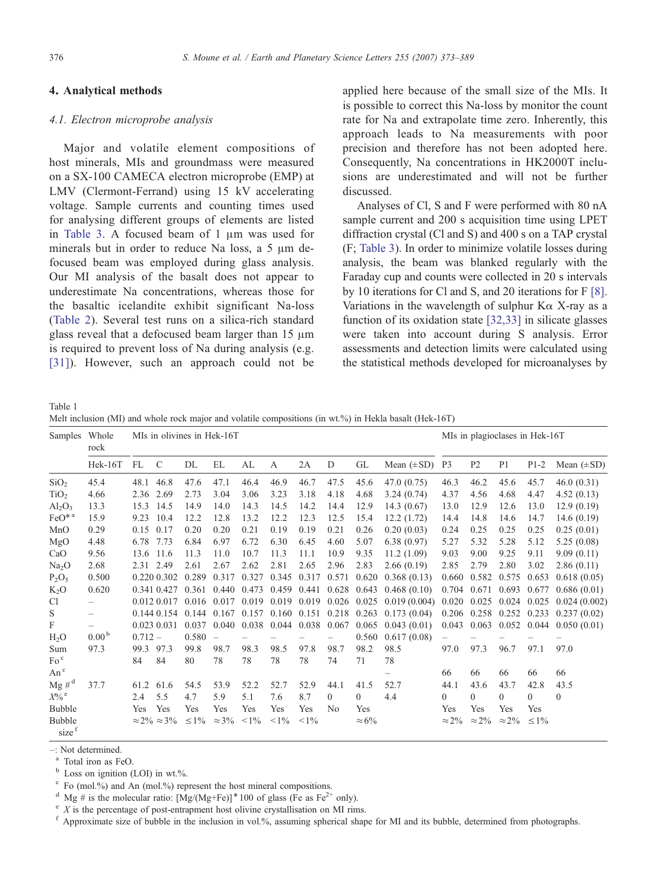## 4. Analytical methods

### 4.1. Electron microprobe analysis

Major and volatile element compositions of host minerals, MIs and groundmass were measured on a SX-100 CAMECA electron microprobe (EMP) at LMV (Clermont-Ferrand) using 15 kV accelerating voltage. Sample currents and counting times used for analysing different groups of elements are listed in Table 3. A focused beam of 1 μm was used for minerals but in order to reduce Na loss, a 5 μm defocused beam was employed during glass analysis. Our MI analysis of the basalt does not appear to underestimate Na concentrations, whereas those for the basaltic icelandite exhibit significant Na-loss (Table 2). Several test runs on a silica-rich standard glass reveal that a defocused beam larger than 15 μm is required to prevent loss of Na during analysis (e.g. [31]). However, such an approach could not be applied here because of the small size of the MIs. It is possible to correct this Na-loss by monitor the count rate for Na and extrapolate time zero. Inherently, this approach leads to Na measurements with poor precision and therefore has not been adopted here. Consequently, Na concentrations in HK2000T inclusions are underestimated and will not be further discussed.

Analyses of Cl, S and F were performed with 80 nA sample current and 200 s acquisition time using LPET diffraction crystal (Cl and S) and 400 s on a TAP crystal (F; Table 3). In order to minimize volatile losses during analysis, the beam was blanked regularly with the Faraday cup and counts were collected in 20 s intervals by 10 iterations for Cl and S, and 20 iterations for F [8]. Variations in the wavelength of sulphur Kα X-ray as a function of its oxidation state [32,33] in silicate glasses were taken into account during S analysis. Error assessments and detection limits were calculated using the statistical methods developed for microanalyses by

Table 1
Melt inclusion (MI) and whole rock major and volatile compositions (in wt.%) in Hekla basalt (Hek-16T)

| Samples | Whole rock | MIs in olivines in Hek-16T | | | | | | | | | | MIs in plagioclases in Hek-16T | | | | |
|---|---|---|---|---|---|---|---|---|---|---|---|---|---|---|---|---|
| | Hek-16T | FL | C | DL | EL | AL | A | 2A | D | GL | Mean (±SD) | P3 | P2 | P1 | P1-2 | Mean (±SD) |
| $SiO_2$ | 45.4 | 48.1 | 46.8 | 47.6 | 47.1 | 46.4 | 46.9 | 46.7 | 47.5 | 45.6 | 47.0 (0.75) | 46.3 | 46.2 | 45.6 | 45.7 | 46.0 (0.31) |
| $TiO_2$ | 4.66 | 2.36 | 2.69 | 2.73 | 3.04 | 3.06 | 3.23 | 3.18 | 4.18 | 4.68 | 3.24 (0.74) | 4.37 | 4.56 | 4.68 | 4.47 | 4.52 (0.13) |
| $Al_2O_3$ | 13.3 | 15.3 | 14.5 | 14.9 | 14.0 | 14.3 | 14.5 | 14.2 | 14.4 | 12.9 | 14.3 (0.67) | 13.0 | 12.9 | 12.6 | 13.0 | 12.9 (0.19) |
| FeO*[a] | 15.9 | 9.23 | 10.4 | 12.2 | 12.8 | 13.2 | 12.2 | 12.3 | 12.5 | 15.4 | 12.2 (1.72) | 14.4 | 14.8 | 14.6 | 14.7 | 14.6 (0.19) |
| MnO | 0.29 | 0.15 | 0.17 | 0.20 | 0.20 | 0.21 | 0.19 | 0.19 | 0.21 | 0.26 | 0.20 (0.03) | 0.24 | 0.25 | 0.25 | 0.25 | 0.25 (0.01) |
| MgO | 4.48 | 6.78 | 7.73 | 6.84 | 6.97 | 6.72 | 6.30 | 6.45 | 4.60 | 5.07 | 6.38 (0.97) | 5.27 | 5.32 | 5.28 | 5.12 | 5.25 (0.08) |
| CaO | 9.56 | 13.6 | 11.6 | 11.3 | 11.0 | 10.7 | 11.3 | 11.1 | 10.9 | 9.35 | 11.2 (1.09) | 9.03 | 9.00 | 9.25 | 9.11 | 9.09 (0.11) |
| $Na_2O$ | 2.68 | 2.31 | 2.49 | 2.61 | 2.67 | 2.62 | 2.81 | 2.65 | 2.96 | 2.83 | 2.66 (0.19) | 2.85 | 2.79 | 2.80 | 3.02 | 2.86 (0.11) |
| $P_2O_5$ | 0.500 | 0.220 | 0.302 | 0.289 | 0.317 | 0.327 | 0.345 | 0.317 | 0.571 | 0.620 | 0.368 (0.13) | 0.660 | 0.582 | 0.575 | 0.653 | 0.618 (0.05) |
| $K_2O$ | 0.620 | 0.341 | 0.427 | 0.361 | 0.440 | 0.473 | 0.459 | 0.441 | 0.628 | 0.643 | 0.468 (0.10) | 0.704 | 0.671 | 0.693 | 0.677 | 0.686 (0.01) |
| Cl | – | 0.012 | 0.017 | 0.016 | 0.017 | 0.019 | 0.019 | 0.019 | 0.026 | 0.025 | 0.019 (0.004) | 0.020 | 0.025 | 0.024 | 0.025 | 0.024 (0.002) |
| S | – | 0.144 | 0.154 | 0.144 | 0.167 | 0.157 | 0.160 | 0.151 | 0.218 | 0.263 | 0.173 (0.04) | 0.206 | 0.258 | 0.252 | 0.233 | 0.237 (0.02) |
| F | – | 0.023 | 0.031 | 0.037 | 0.040 | 0.038 | 0.044 | 0.038 | 0.067 | 0.065 | 0.043 (0.01) | 0.043 | 0.063 | 0.052 | 0.044 | 0.050 (0.01) |
| $H_2O$ | 0.00[b] | 0.712 | – | 0.580 | – | – | – | – | – | 0.560 | 0.617 (0.08) | – | – | – | – | – |
| Sum | 97.3 | 99.3 | 97.3 | 99.8 | 98.7 | 98.3 | 98.5 | 97.8 | 98.7 | 98.2 | 98.5 | 97.0 | 97.3 | 96.7 | 97.1 | 97.0 |
| Fo[c] | | 84 | 84 | 80 | 78 | 78 | 78 | 78 | 74 | 71 | 78 | | | | | |
| An[c] | | | | | | | | | | | – | 66 | 66 | 66 | 66 | 66 |
| Mg #[d] | 37.7 | 61.2 | 61.6 | 54.5 | 53.9 | 52.2 | 52.7 | 52.9 | 44.1 | 41.5 | 52.7 | 44.1 | 43.6 | 43.7 | 42.8 | 43.5 |
| X%[e] | | 2.4 | 5.5 | 4.7 | 5.9 | 5.1 | 7.6 | 8.7 | 0 | 0 | 4.4 | 0 | 0 | 0 | 0 | 0 |
| Bubble | | Yes | Yes | Yes | Yes | Yes | Yes | Yes | No | Yes | | Yes | Yes | Yes | Yes | |
| Bubble size[f] | | ≈2% | ≈3% | ≤1% | ≈3% | <1% | <1% | <1% | | ≈6% | | ≈2% | ≈2% | ≈2% | ≤1% | |

–: Not determined.

[a] Total iron as FeO.

[b] Loss on ignition (LOI) in wt.%.

[c] Fo (mol.%) and An (mol.%) represent the host mineral compositions.

[d] Mg # is the molecular ratio: [Mg/(Mg+Fe)]*100 of glass (Fe as $Fe^{2+}$ only).

[e] X is the percentage of post-entrapment host olivine crystallisation on MI rims.

[f] Approximate size of bubble in the inclusion in vol.%, assuming spherical shape for MI and its bubble, determined from photographs.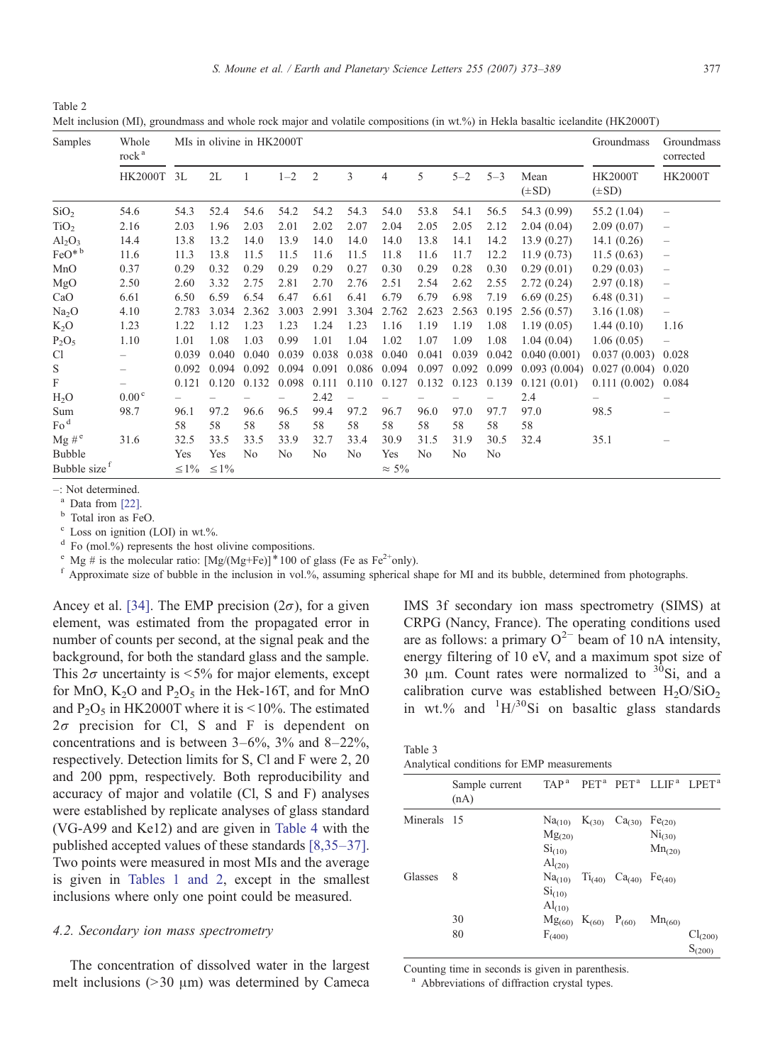Table 2
Melt inclusion (MI), groundmass and whole rock major and volatile compositions (in wt.%) in Hekla basaltic icelandite (HK2000T)

| Samples | Whole rock [a] | MIs in olivine in HK2000T | | | | | | | | | | | Groundmass | Groundmass corrected |
|---|---|---|---|---|---|---|---|---|---|---|---|---|---|---|
| | HK2000T | 3L | 2L | 1 | 1–2 | 2 | 3 | 4 | 5 | 5–2 | 5–3 | Mean (±SD) | HK2000T (±SD) | HK2000T |
| $SiO_2$ | 54.6 | 54.3 | 52.4 | 54.6 | 54.2 | 54.2 | 54.3 | 54.0 | 53.8 | 54.1 | 56.5 | 54.3 (0.99) | 55.2 (1.04) | – |
| $TiO_2$ | 2.16 | 2.03 | 1.96 | 2.03 | 2.01 | 2.02 | 2.07 | 2.04 | 2.05 | 2.05 | 2.12 | 2.04 (0.04) | 2.09 (0.07) | – |
| $Al_2O_3$ | 14.4 | 13.8 | 13.2 | 14.0 | 13.9 | 14.0 | 14.0 | 14.0 | 13.8 | 14.1 | 14.2 | 13.9 (0.27) | 14.1 (0.26) | – |
| FeO* [b] | 11.6 | 11.3 | 13.8 | 11.5 | 11.5 | 11.6 | 11.5 | 11.8 | 11.6 | 11.7 | 12.2 | 11.9 (0.73) | 11.5 (0.63) | – |
| MnO | 0.37 | 0.29 | 0.32 | 0.29 | 0.29 | 0.29 | 0.27 | 0.30 | 0.29 | 0.28 | 0.30 | 0.29 (0.01) | 0.29 (0.03) | – |
| MgO | 2.50 | 2.60 | 3.32 | 2.75 | 2.81 | 2.70 | 2.76 | 2.51 | 2.54 | 2.62 | 2.55 | 2.72 (0.24) | 2.97 (0.18) | – |
| CaO | 6.61 | 6.50 | 6.59 | 6.54 | 6.47 | 6.61 | 6.41 | 6.79 | 6.79 | 6.98 | 7.19 | 6.69 (0.25) | 6.48 (0.31) | – |
| $Na_2O$ | 4.10 | 2.783 | 3.034 | 2.362 | 3.003 | 2.991 | 3.304 | 2.762 | 2.623 | 2.563 | 0.195 | 2.56 (0.57) | 3.16 (1.08) | – |
| $K_2O$ | 1.23 | 1.22 | 1.12 | 1.23 | 1.23 | 1.24 | 1.23 | 1.16 | 1.19 | 1.19 | 1.08 | 1.19 (0.05) | 1.44 (0.10) | 1.16 |
| $P_2O_5$ | 1.10 | 1.01 | 1.08 | 1.03 | 0.99 | 1.01 | 1.04 | 1.02 | 1.07 | 1.09 | 1.08 | 1.04 (0.04) | 1.06 (0.05) | – |
| Cl | – | 0.039 | 0.040 | 0.040 | 0.039 | 0.038 | 0.038 | 0.040 | 0.041 | 0.039 | 0.042 | 0.040 (0.001) | 0.037 (0.003) | 0.028 |
| S | – | 0.092 | 0.094 | 0.092 | 0.094 | 0.091 | 0.086 | 0.094 | 0.097 | 0.092 | 0.099 | 0.093 (0.004) | 0.027 (0.004) | 0.020 |
| F | – | 0.121 | 0.120 | 0.132 | 0.098 | 0.111 | 0.110 | 0.127 | 0.132 | 0.123 | 0.139 | 0.121 (0.01) | 0.111 (0.002) | 0.084 |
| $H_2O$ | 0.00 [c] | – | – | – | – | 2.42 | – | – | – | – | – | 2.4 | – | – |
| Sum | 98.7 | 96.1 | 97.2 | 96.6 | 96.5 | 99.4 | 97.2 | 96.7 | 96.0 | 97.0 | 97.7 | 97.0 | 98.5 | – |
| Fo [d] | | 58 | 58 | 58 | 58 | 58 | 58 | 58 | 58 | 58 | 58 | 58 | | |
| Mg # [e] | 31.6 | 32.5 | 33.5 | 33.5 | 33.9 | 32.7 | 33.4 | 30.9 | 31.5 | 31.9 | 30.5 | 32.4 | 35.1 | – |
| Bubble | | Yes | Yes | No | No | No | No | Yes | No | No | No | | | |
| Bubble size [f] | | ≤1% | ≤1% | | | | | ≈ 5% | | | | | | |

–: Not determined.
[a] Data from [22].
[b] Total iron as FeO.
[c] Loss on ignition (LOI) in wt.%.
[d] Fo (mol.%) represents the host olivine compositions.
[e] Mg # is the molecular ratio: [Mg/(Mg+Fe)]*100 of glass (Fe as $Fe^{2+}$only).
[f] Approximate size of bubble in the inclusion in vol.%, assuming spherical shape for MI and its bubble, determined from photographs.

Ancey et al. [34]. The EMP precision (2σ), for a given element, was estimated from the propagated error in number of counts per second, at the signal peak and the background, for both the standard glass and the sample. This 2σ uncertainty is <5% for major elements, except for MnO, $K_2O$ and $P_2O_5$ in the Hek-16T, and for MnO and $P_2O_5$ in HK2000T where it is <10%. The estimated 2σ precision for Cl, S and F is dependent on concentrations and is between 3–6%, 3% and 8–22%, respectively. Detection limits for S, Cl and F were 2, 20 and 200 ppm, respectively. Both reproducibility and accuracy of major and volatile (Cl, S and F) analyses were established by replicate analyses of glass standard (VG-A99 and Ke12) and are given in Table 4 with the published accepted values of these standards [8,35–37]. Two points were measured in most MIs and the average is given in Tables 1 and 2, except in the smallest inclusions where only one point could be measured.

### 4.2. Secondary ion mass spectrometry

The concentration of dissolved water in the largest melt inclusions (>30 μm) was determined by Cameca IMS 3f secondary ion mass spectrometry (SIMS) at CRPG (Nancy, France). The operating conditions used are as follows: a primary $O^{2-}$ beam of 10 nA intensity, energy filtering of 10 eV, and a maximum spot size of 30 μm. Count rates were normalized to $^{30}Si$, and a calibration curve was established between $H_2O/SiO_2$ in wt.% and $^{1}H/^{30}Si$ on basaltic glass standards

Table 3
Analytical conditions for EMP measurements

| | Sample current (nA) | TAP [a] | PET [a] | PET [a] | LLIF [a] | LPET [a] |
|---|---|---|---|---|---|---|
| Minerals | 15 | $Na_{(10)}$ $Mg_{(20)}$ $Si_{(10)}$ $Al_{(20)}$ | $K_{(30)}$ | $Ca_{(30)}$ | $Fe_{(20)}$ $Ni_{(30)}$ $Mn_{(20)}$ | |
| Glasses | 8 | $Na_{(10)}$ $Si_{(10)}$ $Al_{(10)}$ | $Ti_{(40)}$ | $Ca_{(40)}$ | $Fe_{(40)}$ | |
| | 30 | $Mg_{(60)}$ | $K_{(60)}$ | $P_{(60)}$ | $Mn_{(60)}$ | |
| | 80 | $F_{(400)}$ | | | | $Cl_{(200)}$ $S_{(200)}$ |

Counting time in seconds is given in parenthesis.
[a] Abbreviations of diffraction crystal types.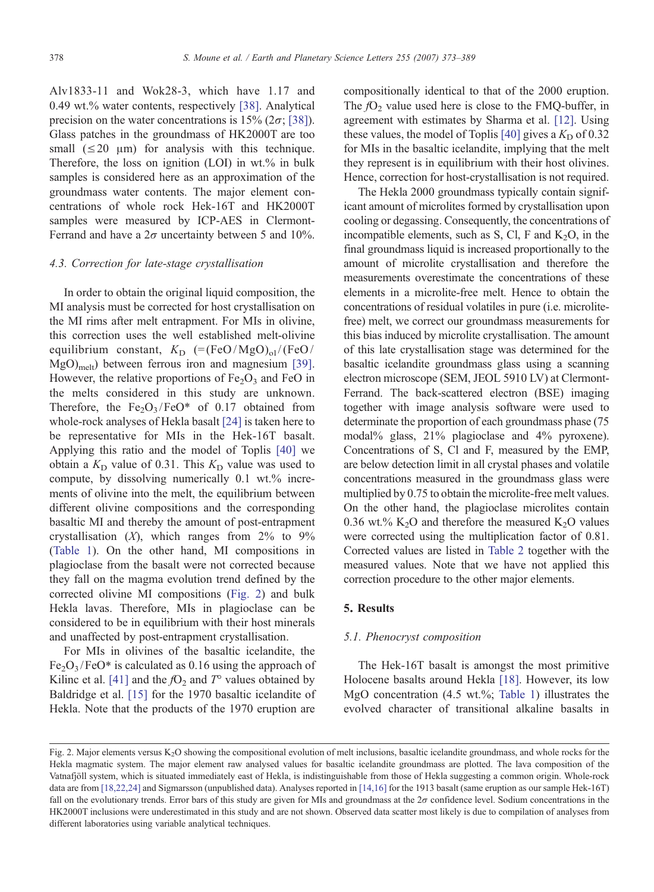Alv1833-11 and Wok28-3, which have 1.17 and 0.49 wt.% water contents, respectively [38]. Analytical precision on the water concentrations is 15% ($2\sigma$; [38]). Glass patches in the groundmass of HK2000T are too small ($\leq 20$ μm) for analysis with this technique. Therefore, the loss on ignition (LOI) in wt.% in bulk samples is considered here as an approximation of the groundmass water contents. The major element concentrations of whole rock Hek-16T and HK2000T samples were measured by ICP-AES in Clermont-Ferrand and have a $2\sigma$ uncertainty between 5 and 10%.

### 4.3. Correction for late-stage crystallisation

In order to obtain the original liquid composition, the MI analysis must be corrected for host crystallisation on the MI rims after melt entrapment. For MIs in olivine, this correction uses the well established melt-olivine equilibrium constant, $K_D$ ($=(FeO/MgO)_{ol}/(FeO/MgO)_{melt}$) between ferrous iron and magnesium [39]. However, the relative proportions of $Fe_2O_3$ and FeO in the melts considered in this study are unknown. Therefore, the $Fe_2O_3/FeO^*$ of 0.17 obtained from whole-rock analyses of Hekla basalt [24] is taken here to be representative for MIs in the Hek-16T basalt. Applying this ratio and the model of Toplis [40] we obtain a $K_D$ value of 0.31. This $K_D$ value was used to compute, by dissolving numerically 0.1 wt.% increments of olivine into the melt, the equilibrium between different olivine compositions and the corresponding basaltic MI and thereby the amount of post-entrapment crystallisation ($X$), which ranges from 2% to 9% (Table 1). On the other hand, MI compositions in plagioclase from the basalt were not corrected because they fall on the magma evolution trend defined by the corrected olivine MI compositions (Fig. 2) and bulk Hekla lavas. Therefore, MIs in plagioclase can be considered to be in equilibrium with their host minerals and unaffected by post-entrapment crystallisation.

For MIs in olivines of the basaltic icelandite, the $Fe_2O_3/FeO^*$ is calculated as 0.16 using the approach of Kilinc et al. [41] and the $fO_2$ and $T°$ values obtained by Baldridge et al. [15] for the 1970 basaltic icelandite of Hekla. Note that the products of the 1970 eruption are compositionally identical to that of the 2000 eruption. The $fO_2$ value used here is close to the FMQ-buffer, in agreement with estimates by Sharma et al. [12]. Using these values, the model of Toplis [40] gives a $K_D$ of 0.32 for MIs in the basaltic icelandite, implying that the melt they represent is in equilibrium with their host olivines. Hence, correction for host-crystallisation is not required.

The Hekla 2000 groundmass typically contain significant amount of microlites formed by crystallisation upon cooling or degassing. Consequently, the concentrations of incompatible elements, such as S, Cl, F and $K_2O$, in the final groundmass liquid is increased proportionally to the amount of microlite crystallisation and therefore the measurements overestimate the concentrations of these elements in a microlite-free melt. Hence to obtain the concentrations of residual volatiles in pure (i.e. microlite-free) melt, we correct our groundmass measurements for this bias induced by microlite crystallisation. The amount of this late crystallisation stage was determined for the basaltic icelandite groundmass glass using a scanning electron microscope (SEM, JEOL 5910 LV) at Clermont-Ferrand. The back-scattered electron (BSE) imaging together with image analysis software were used to determinate the proportion of each groundmass phase (75 modal% glass, 21% plagioclase and 4% pyroxene). Concentrations of S, Cl and F, measured by the EMP, are below detection limit in all crystal phases and volatile concentrations measured in the groundmass glass were multiplied by 0.75 to obtain the microlite-free melt values. On the other hand, the plagioclase microlites contain 0.36 wt.% $K_2O$ and therefore the measured $K_2O$ values were corrected using the multiplication factor of 0.81. Corrected values are listed in Table 2 together with the measured values. Note that we have not applied this correction procedure to the other major elements.

## 5. Results

### 5.1. Phenocryst composition

The Hek-16T basalt is amongst the most primitive Holocene basalts around Hekla [18]. However, its low MgO concentration (4.5 wt.%; Table 1) illustrates the evolved character of transitional alkaline basalts in

Fig. 2. Major elements versus $K_2O$ showing the compositional evolution of melt inclusions, basaltic icelandite groundmass, and whole rocks for the Hekla magmatic system. The major element raw analysed values for basaltic icelandite groundmass are plotted. The lava composition of the Vatnafjöll system, which is situated immediately east of Hekla, is indistinguishable from those of Hekla suggesting a common origin. Whole-rock data are from [18,22,24] and Sigmarsson (unpublished data). Analyses reported in [14,16] for the 1913 basalt (same eruption as our sample Hek-16T) fall on the evolutionary trends. Error bars of this study are given for MIs and groundmass at the $2\sigma$ confidence level. Sodium concentrations in the HK2000T inclusions were underestimated in this study and are not shown. Observed data scatter most likely is due to compilation of analyses from different laboratories using variable analytical techniques.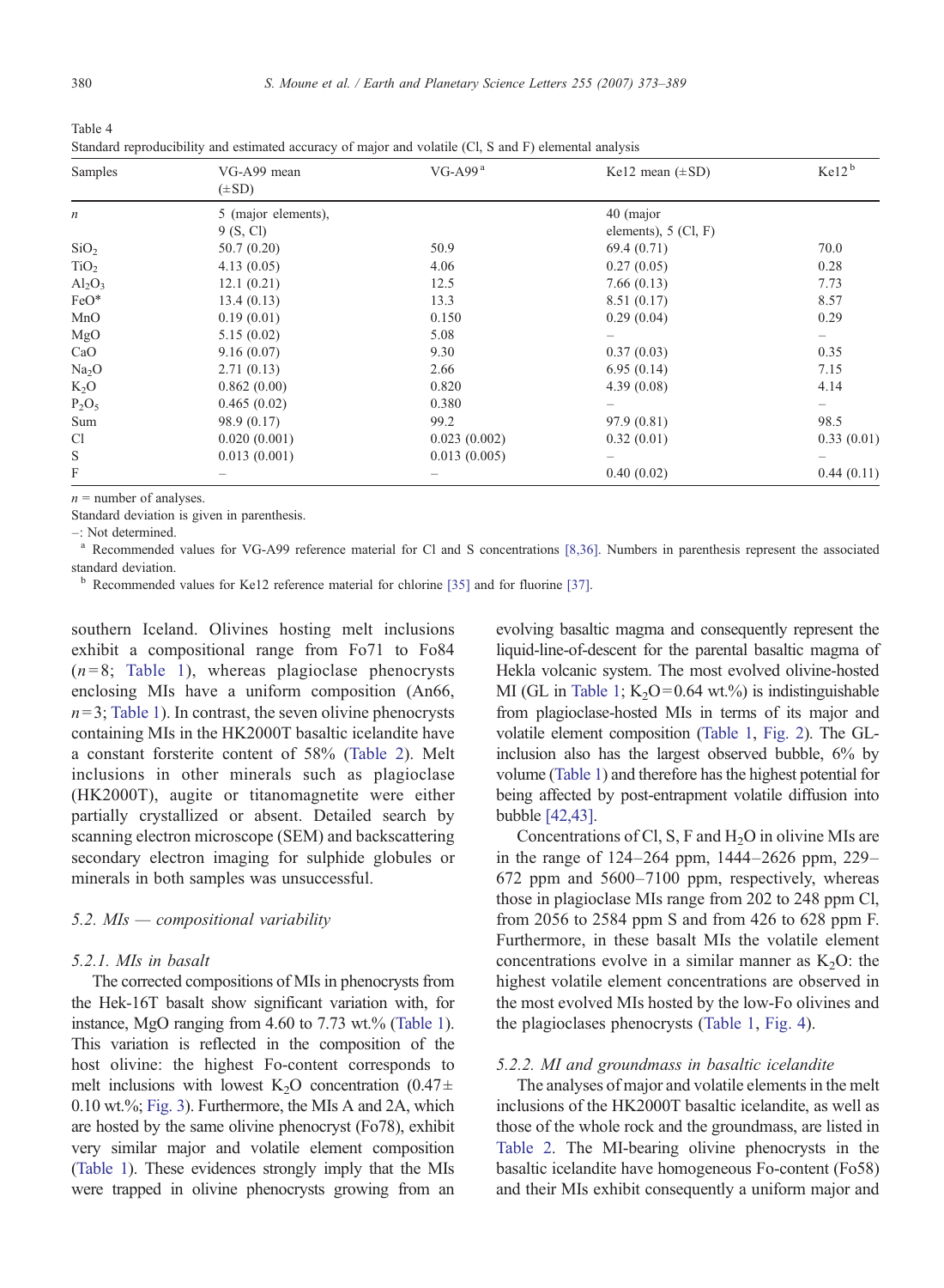Table 4
Standard reproducibility and estimated accuracy of major and volatile (Cl, S and F) elemental analysis

| Samples | VG-A99 mean (±SD) | VG-A99 [a] | Ke12 mean (±SD) | Ke12 [b] |
|---|---|---|---|---|
| *n* | 5 (major elements), 9 (S, Cl) | | 40 (major elements), 5 (Cl, F) | |
| $SiO_2$ | 50.7 (0.20) | 50.9 | 69.4 (0.71) | 70.0 |
| $TiO_2$ | 4.13 (0.05) | 4.06 | 0.27 (0.05) | 0.28 |
| $Al_2O_3$ | 12.1 (0.21) | 12.5 | 7.66 (0.13) | 7.73 |
| FeO* | 13.4 (0.13) | 13.3 | 8.51 (0.17) | 8.57 |
| MnO | 0.19 (0.01) | 0.150 | 0.29 (0.04) | 0.29 |
| MgO | 5.15 (0.02) | 5.08 | – | – |
| CaO | 9.16 (0.07) | 9.30 | 0.37 (0.03) | 0.35 |
| $Na_2O$ | 2.71 (0.13) | 2.66 | 6.95 (0.14) | 7.15 |
| $K_2O$ | 0.862 (0.00) | 0.820 | 4.39 (0.08) | 4.14 |
| $P_2O_5$ | 0.465 (0.02) | 0.380 | – | – |
| Sum | 98.9 (0.17) | 99.2 | 97.9 (0.81) | 98.5 |
| Cl | 0.020 (0.001) | 0.023 (0.002) | 0.32 (0.01) | 0.33 (0.01) |
| S | 0.013 (0.001) | 0.013 (0.005) | – | – |
| F | – | – | 0.40 (0.02) | 0.44 (0.11) |

*n* = number of analyses.

Standard deviation is given in parenthesis.

–: Not determined.

[a] Recommended values for VG-A99 reference material for Cl and S concentrations [8,36]. Numbers in parenthesis represent the associated standard deviation.

[b] Recommended values for Ke12 reference material for chlorine [35] and for fluorine [37].

southern Iceland. Olivines hosting melt inclusions exhibit a compositional range from Fo71 to Fo84 ($n=8$; Table 1), whereas plagioclase phenocrysts enclosing MIs have a uniform composition (An66, $n=3$; Table 1). In contrast, the seven olivine phenocrysts containing MIs in the HK2000T basaltic icelandite have a constant forsterite content of 58% (Table 2). Melt inclusions in other minerals such as plagioclase (HK2000T), augite or titanomagnetite were either partially crystallized or absent. Detailed search by scanning electron microscope (SEM) and backscattering secondary electron imaging for sulphide globules or minerals in both samples was unsuccessful.

### 5.2. MIs — compositional variability

#### 5.2.1. MIs in basalt

The corrected compositions of MIs in phenocrysts from the Hek-16T basalt show significant variation with, for instance, MgO ranging from 4.60 to 7.73 wt.% (Table 1). This variation is reflected in the composition of the host olivine: the highest Fo-content corresponds to melt inclusions with lowest $K_2O$ concentration (0.47± 0.10 wt.%; Fig. 3). Furthermore, the MIs A and 2A, which are hosted by the same olivine phenocryst (Fo78), exhibit very similar major and volatile element composition (Table 1). These evidences strongly imply that the MIs were trapped in olivine phenocrysts growing from an evolving basaltic magma and consequently represent the liquid-line-of-descent for the parental basaltic magma of Hekla volcanic system. The most evolved olivine-hosted MI (GL in Table 1; $K_2O$=0.64 wt.%) is indistinguishable from plagioclase-hosted MIs in terms of its major and volatile element composition (Table 1, Fig. 2). The GL-inclusion also has the largest observed bubble, 6% by volume (Table 1) and therefore has the highest potential for being affected by post-entrapment volatile diffusion into bubble [42,43].

Concentrations of Cl, S, F and $H_2O$ in olivine MIs are in the range of 124–264 ppm, 1444–2626 ppm, 229–672 ppm and 5600–7100 ppm, respectively, whereas those in plagioclase MIs range from 202 to 248 ppm Cl, from 2056 to 2584 ppm S and from 426 to 628 ppm F. Furthermore, in these basalt MIs the volatile element concentrations evolve in a similar manner as $K_2O$: the highest volatile element concentrations are observed in the most evolved MIs hosted by the low-Fo olivines and the plagioclases phenocrysts (Table 1, Fig. 4).

#### 5.2.2. MI and groundmass in basaltic icelandite

The analyses of major and volatile elements in the melt inclusions of the HK2000T basaltic icelandite, as well as those of the whole rock and the groundmass, are listed in Table 2. The MI-bearing olivine phenocrysts in the basaltic icelandite have homogeneous Fo-content (Fo58) and their MIs exhibit consequently a uniform major and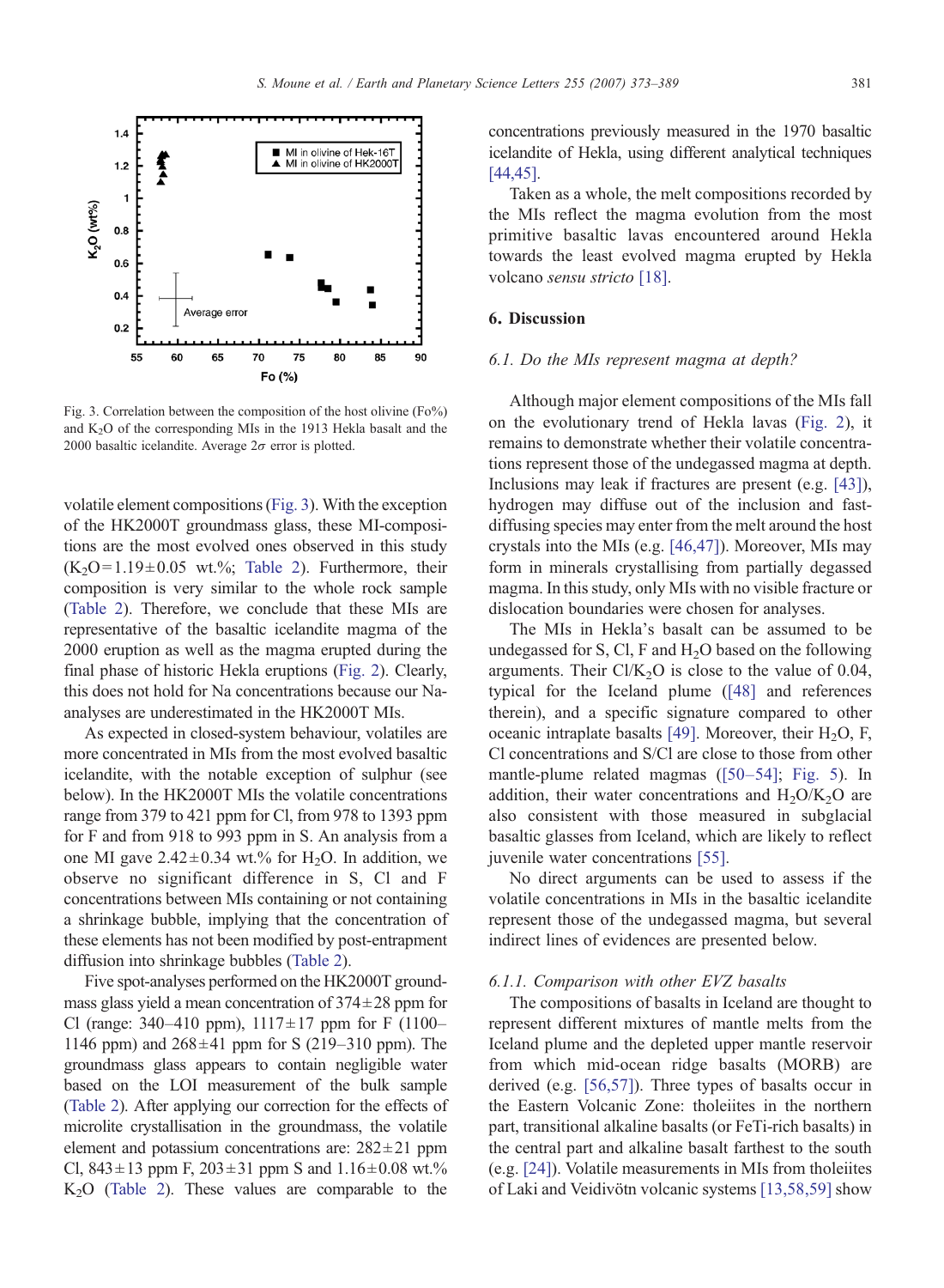Fig. 3. Correlation between the composition of the host olivine (Fo%) and $K_2O$ of the corresponding MIs in the 1913 Hekla basalt and the 2000 basaltic icelandite. Average $2\sigma$ error is plotted.

volatile element compositions (Fig. 3). With the exception of the HK2000T groundmass glass, these MI-compositions are the most evolved ones observed in this study ($K_2O = 1.19 \pm 0.05$ wt.%; Table 2). Furthermore, their composition is very similar to the whole rock sample (Table 2). Therefore, we conclude that these MIs are representative of the basaltic icelandite magma of the 2000 eruption as well as the magma erupted during the final phase of historic Hekla eruptions (Fig. 2). Clearly, this does not hold for Na concentrations because our Na-analyses are underestimated in the HK2000T MIs.

As expected in closed-system behaviour, volatiles are more concentrated in MIs from the most evolved basaltic icelandite, with the notable exception of sulphur (see below). In the HK2000T MIs the volatile concentrations range from 379 to 421 ppm for Cl, from 978 to 1393 ppm for F and from 918 to 993 ppm in S. An analysis from a one MI gave $2.42 \pm 0.34$ wt.% for $H_2O$. In addition, we observe no significant difference in S, Cl and F concentrations between MIs containing or not containing a shrinkage bubble, implying that the concentration of these elements has not been modified by post-entrapment diffusion into shrinkage bubbles (Table 2).

Five spot-analyses performed on the HK2000T groundmass glass yield a mean concentration of $374 \pm 28$ ppm for Cl (range: 340–410 ppm), $1117 \pm 17$ ppm for F (1100–1146 ppm) and $268 \pm 41$ ppm for S (219–310 ppm). The groundmass glass appears to contain negligible water based on the LOI measurement of the bulk sample (Table 2). After applying our correction for the effects of microlite crystallisation in the groundmass, the volatile element and potassium concentrations are: $282 \pm 21$ ppm Cl, $843 \pm 13$ ppm F, $203 \pm 31$ ppm S and $1.16 \pm 0.08$ wt.% $K_2O$ (Table 2). These values are comparable to the concentrations previously measured in the 1970 basaltic icelandite of Hekla, using different analytical techniques [44,45].

Taken as a whole, the melt compositions recorded by the MIs reflect the magma evolution from the most primitive basaltic lavas encountered around Hekla towards the least evolved magma erupted by Hekla volcano *sensu stricto* [18].

## 6. Discussion

### *6.1. Do the MIs represent magma at depth?*

Although major element compositions of the MIs fall on the evolutionary trend of Hekla lavas (Fig. 2), it remains to demonstrate whether their volatile concentrations represent those of the undegassed magma at depth. Inclusions may leak if fractures are present (e.g. [43]), hydrogen may diffuse out of the inclusion and fast-diffusing species may enter from the melt around the host crystals into the MIs (e.g. [46,47]). Moreover, MIs may form in minerals crystallising from partially degassed magma. In this study, only MIs with no visible fracture or dislocation boundaries were chosen for analyses.

The MIs in Hekla's basalt can be assumed to be undegassed for S, Cl, F and $H_2O$ based on the following arguments. Their $Cl/K_2O$ is close to the value of 0.04, typical for the Iceland plume ([48] and references therein), and a specific signature compared to other oceanic intraplate basalts [49]. Moreover, their $H_2O$, F, Cl concentrations and S/Cl are close to those from other mantle-plume related magmas ([50–54]; Fig. 5). In addition, their water concentrations and $H_2O/K_2O$ are also consistent with those measured in subglacial basaltic glasses from Iceland, which are likely to reflect juvenile water concentrations [55].

No direct arguments can be used to assess if the volatile concentrations in MIs in the basaltic icelandite represent those of the undegassed magma, but several indirect lines of evidences are presented below.

#### *6.1.1. Comparison with other EVZ basalts*

The compositions of basalts in Iceland are thought to represent different mixtures of mantle melts from the Iceland plume and the depleted upper mantle reservoir from which mid-ocean ridge basalts (MORB) are derived (e.g. [56,57]). Three types of basalts occur in the Eastern Volcanic Zone: tholeiites in the northern part, transitional alkaline basalts (or FeTi-rich basalts) in the central part and alkaline basalt farthest to the south (e.g. [24]). Volatile measurements in MIs from tholeiites of Laki and Veidivötn volcanic systems [13,58,59] show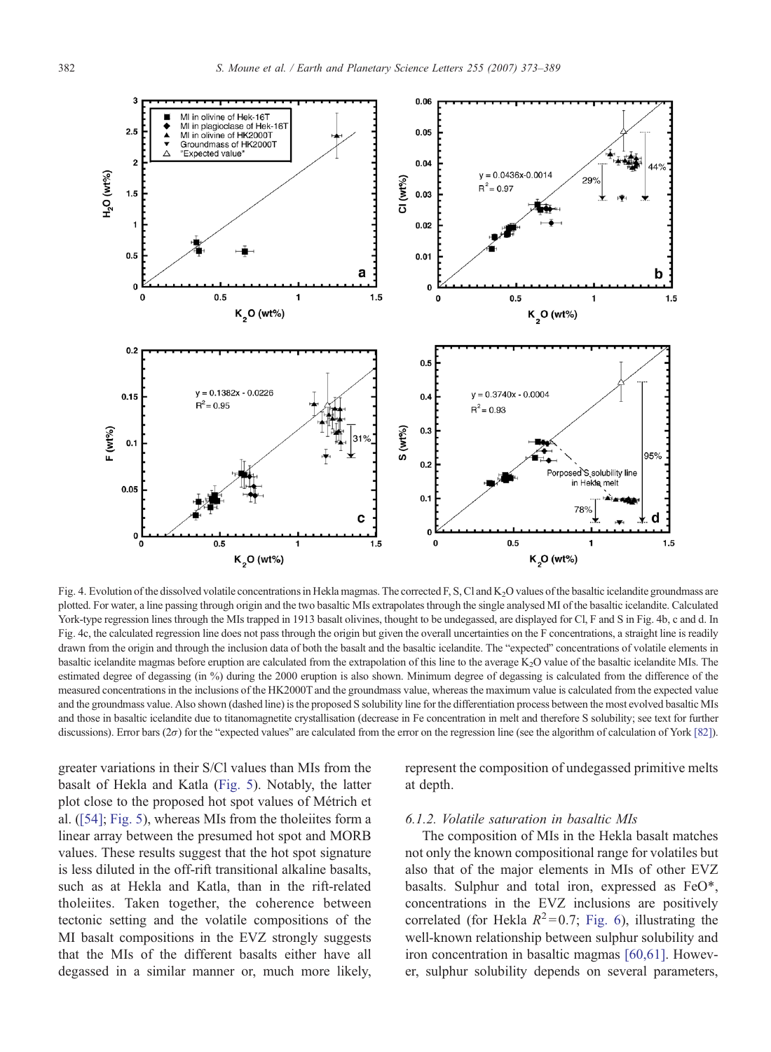Fig. 4. Evolution of the dissolved volatile concentrations in Hekla magmas. The corrected F, S, Cl and $K_2O$ values of the basaltic icelandite groundmass are plotted. For water, a line passing through origin and the two basaltic MIs extrapolates through the single analysed MI of the basaltic icelandite. Calculated York-type regression lines through the MIs trapped in 1913 basalt olivines, thought to be undegassed, are displayed for Cl, F and S in Fig. 4b, c and d. In Fig. 4c, the calculated regression line does not pass through the origin but given the overall uncertainties on the F concentrations, a straight line is readily drawn from the origin and through the inclusion data of both the basalt and the basaltic icelandite. The "expected" concentrations of volatile elements in basaltic icelandite magmas before eruption are calculated from the extrapolation of this line to the average $K_2O$ value of the basaltic icelandite MIs. The estimated degree of degassing (in %) during the 2000 eruption is also shown. Minimum degree of degassing is calculated from the difference of the measured concentrations in the inclusions of the HK2000T and the groundmass value, whereas the maximum value is calculated from the expected value and the groundmass value. Also shown (dashed line) is the proposed S solubility line for the differentiation process between the most evolved basaltic MIs and those in basaltic icelandite due to titanomagnetite crystallisation (decrease in Fe concentration in melt and therefore S solubility; see text for further discussions). Error bars ($2\sigma$) for the "expected values" are calculated from the error on the regression line (see the algorithm of calculation of York [82]).

greater variations in their S/Cl values than MIs from the basalt of Hekla and Katla (Fig. 5). Notably, the latter plot close to the proposed hot spot values of Métrich et al. ([54]; Fig. 5), whereas MIs from the tholeiites form a linear array between the presumed hot spot and MORB values. These results suggest that the hot spot signature is less diluted in the off-rift transitional alkaline basalts, such as at Hekla and Katla, than in the rift-related tholeiites. Taken together, the coherence between tectonic setting and the volatile compositions of the MI basalt compositions in the EVZ strongly suggests that the MIs of the different basalts either have all degassed in a similar manner or, much more likely, represent the composition of undegassed primitive melts at depth.

#### 6.1.2. Volatile saturation in basaltic MIs

The composition of MIs in the Hekla basalt matches not only the known compositional range for volatiles but also that of the major elements in MIs of other EVZ basalts. Sulphur and total iron, expressed as FeO*, concentrations in the EVZ inclusions are positively correlated (for Hekla $R^2=0.7$; Fig. 6), illustrating the well-known relationship between sulphur solubility and iron concentration in basaltic magmas [60,61]. However, sulphur solubility depends on several parameters,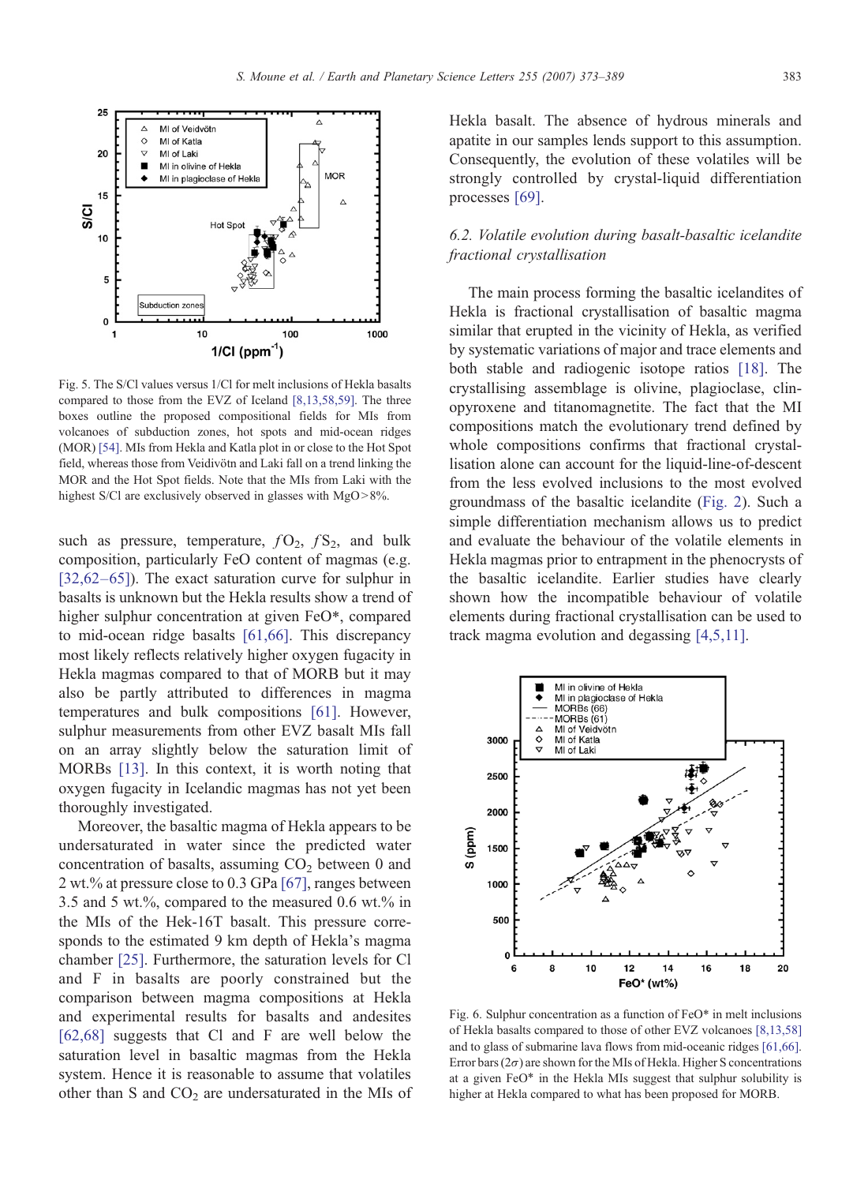Fig. 5. The S/Cl values versus 1/Cl for melt inclusions of Hekla basalts compared to those from the EVZ of Iceland [8,13,58,59]. The three boxes outline the proposed compositional fields for MIs from volcanoes of subduction zones, hot spots and mid-ocean ridges (MOR) [54]. MIs from Hekla and Katla plot in or close to the Hot Spot field, whereas those from Veidivötn and Laki fall on a trend linking the MOR and the Hot Spot fields. Note that the MIs from Laki with the highest S/Cl are exclusively observed in glasses with MgO > 8%.

such as pressure, temperature, $fO_2$, $fS_2$, and bulk composition, particularly FeO content of magmas (e.g. [32,62–65]). The exact saturation curve for sulphur in basalts is unknown but the Hekla results show a trend of higher sulphur concentration at given FeO*, compared to mid-ocean ridge basalts [61,66]. This discrepancy most likely reflects relatively higher oxygen fugacity in Hekla magmas compared to that of MORB but it may also be partly attributed to differences in magma temperatures and bulk compositions [61]. However, sulphur measurements from other EVZ basalt MIs fall on an array slightly below the saturation limit of MORBs [13]. In this context, it is worth noting that oxygen fugacity in Icelandic magmas has not yet been thoroughly investigated.

Moreover, the basaltic magma of Hekla appears to be undersaturated in water since the predicted water concentration of basalts, assuming $CO_2$ between 0 and 2 wt.% at pressure close to 0.3 GPa [67], ranges between 3.5 and 5 wt.%, compared to the measured 0.6 wt.% in the MIs of the Hek-16T basalt. This pressure corresponds to the estimated 9 km depth of Hekla's magma chamber [25]. Furthermore, the saturation levels for Cl and F in basalts are poorly constrained but the comparison between magma compositions at Hekla and experimental results for basalts and andesites [62,68] suggests that Cl and F are well below the saturation level in basaltic magmas from the Hekla system. Hence it is reasonable to assume that volatiles other than S and $CO_2$ are undersaturated in the MIs of Hekla basalt. The absence of hydrous minerals and apatite in our samples lends support to this assumption. Consequently, the evolution of these volatiles will be strongly controlled by crystal-liquid differentiation processes [69].

### 6.2. Volatile evolution during basalt-basaltic icelandite fractional crystallisation

The main process forming the basaltic icelandites of Hekla is fractional crystallisation of basaltic magma similar that erupted in the vicinity of Hekla, as verified by systematic variations of major and trace elements and both stable and radiogenic isotope ratios [18]. The crystallising assemblage is olivine, plagioclase, clinopyroxene and titanomagnetite. The fact that the MI compositions match the evolutionary trend defined by whole compositions confirms that fractional crystallisation alone can account for the liquid-line-of-descent from the less evolved inclusions to the most evolved groundmass of the basaltic icelandite (Fig. 2). Such a simple differentiation mechanism allows us to predict and evaluate the behaviour of the volatile elements in Hekla magmas prior to entrapment in the phenocrysts of the basaltic icelandite. Earlier studies have clearly shown how the incompatible behaviour of volatile elements during fractional crystallisation can be used to track magma evolution and degassing [4,5,11].

Fig. 6. Sulphur concentration as a function of FeO* in melt inclusions of Hekla basalts compared to those of other EVZ volcanoes [8,13,58] and to glass of submarine lava flows from mid-oceanic ridges [61,66]. Error bars ($2\sigma$) are shown for the MIs of Hekla. Higher S concentrations at a given FeO* in the Hekla MIs suggest that sulphur solubility is higher at Hekla compared to what has been proposed for MORB.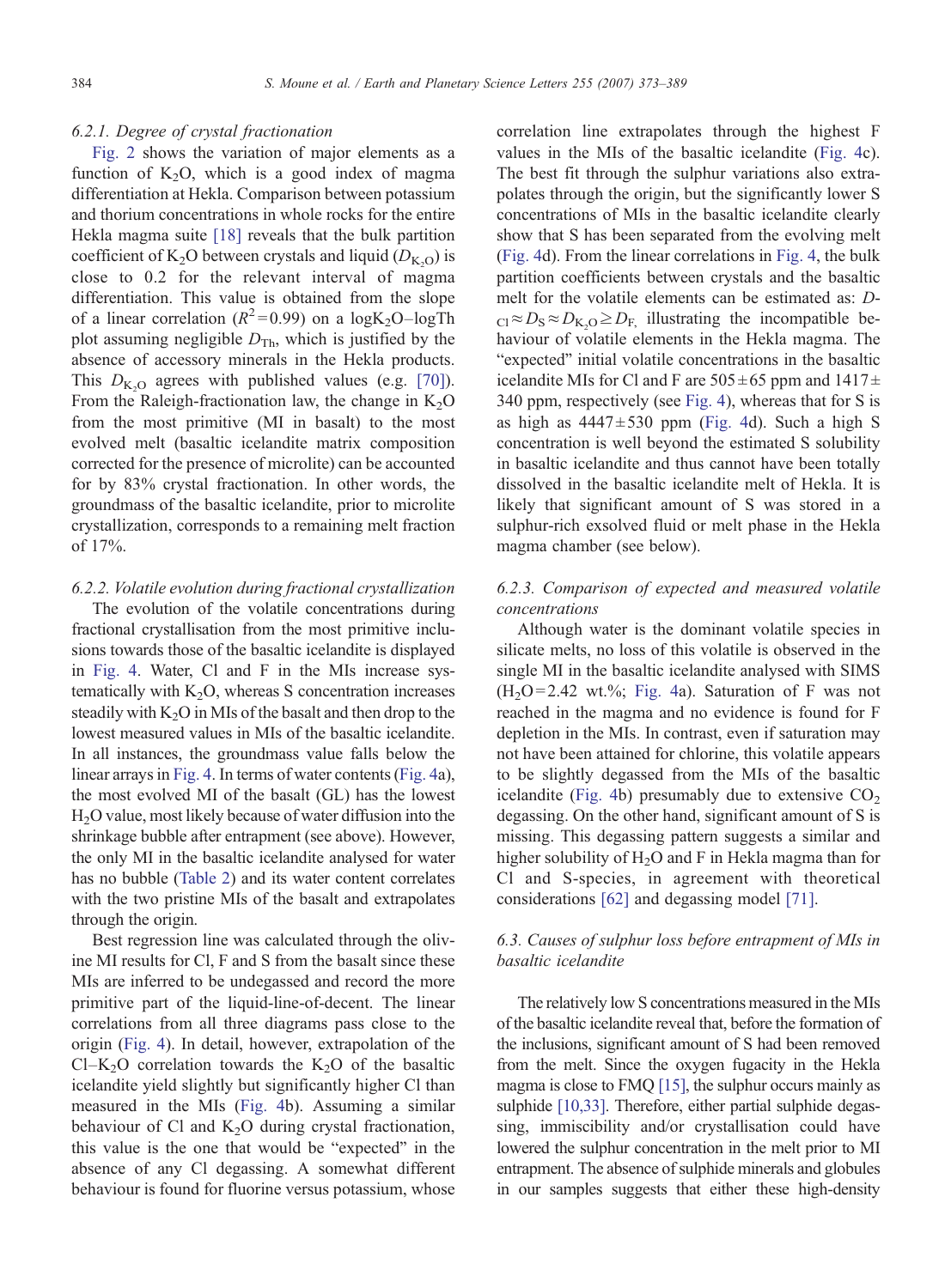#### 6.2.1. Degree of crystal fractionation

Fig. 2 shows the variation of major elements as a function of $K_2O$, which is a good index of magma differentiation at Hekla. Comparison between potassium and thorium concentrations in whole rocks for the entire Hekla magma suite [18] reveals that the bulk partition coefficient of $K_2O$ between crystals and liquid ($D_{K_2O}$) is close to 0.2 for the relevant interval of magma differentiation. This value is obtained from the slope of a linear correlation ($R^2=0.99$) on a $\log K_2O$–$\log Th$ plot assuming negligible $D_{Th}$, which is justified by the absence of accessory minerals in the Hekla products. This $D_{K_2O}$ agrees with published values (e.g. [70]). From the Raleigh-fractionation law, the change in $K_2O$ from the most primitive (MI in basalt) to the most evolved melt (basaltic icelandite matrix composition corrected for the presence of microlite) can be accounted for by 83% crystal fractionation. In other words, the groundmass of the basaltic icelandite, prior to microlite crystallization, corresponds to a remaining melt fraction of 17%.

#### 6.2.2. Volatile evolution during fractional crystallization

The evolution of the volatile concentrations during fractional crystallisation from the most primitive inclusions towards those of the basaltic icelandite is displayed in Fig. 4. Water, Cl and F in the MIs increase systematically with $K_2O$, whereas S concentration increases steadily with $K_2O$ in MIs of the basalt and then drop to the lowest measured values in MIs of the basaltic icelandite. In all instances, the groundmass value falls below the linear arrays in Fig. 4. In terms of water contents (Fig. 4a), the most evolved MI of the basalt (GL) has the lowest $H_2O$ value, most likely because of water diffusion into the shrinkage bubble after entrapment (see above). However, the only MI in the basaltic icelandite analysed for water has no bubble (Table 2) and its water content correlates with the two pristine MIs of the basalt and extrapolates through the origin.

Best regression line was calculated through the olivine MI results for Cl, F and S from the basalt since these MIs are inferred to be undegassed and record the more primitive part of the liquid-line-of-decent. The linear correlations from all three diagrams pass close to the origin (Fig. 4). In detail, however, extrapolation of the Cl–$K_2O$ correlation towards the $K_2O$ of the basaltic icelandite yield slightly but significantly higher Cl than measured in the MIs (Fig. 4b). Assuming a similar behaviour of Cl and $K_2O$ during crystal fractionation, this value is the one that would be "expected" in the absence of any Cl degassing. A somewhat different behaviour is found for fluorine versus potassium, whose correlation line extrapolates through the highest F values in the MIs of the basaltic icelandite (Fig. 4c). The best fit through the sulphur variations also extrapolates through the origin, but the significantly lower S concentrations of MIs in the basaltic icelandite clearly show that S has been separated from the evolving melt (Fig. 4d). From the linear correlations in Fig. 4, the bulk partition coefficients between crystals and the basaltic melt for the volatile elements can be estimated as: $D_{Cl} \approx D_S \approx D_{K_2O} \geq D_F$, illustrating the incompatible behaviour of volatile elements in the Hekla magma. The "expected" initial volatile concentrations in the basaltic icelandite MIs for Cl and F are $505 \pm 65$ ppm and $1417 \pm 340$ ppm, respectively (see Fig. 4), whereas that for S is as high as $4447 \pm 530$ ppm (Fig. 4d). Such a high S concentration is well beyond the estimated S solubility in basaltic icelandite and thus cannot have been totally dissolved in the basaltic icelandite melt of Hekla. It is likely that significant amount of S was stored in a sulphur-rich exsolved fluid or melt phase in the Hekla magma chamber (see below).

#### 6.2.3. Comparison of expected and measured volatile concentrations

Although water is the dominant volatile species in silicate melts, no loss of this volatile is observed in the single MI in the basaltic icelandite analysed with SIMS ($H_2O=2.42$ wt.%; Fig. 4a). Saturation of F was not reached in the magma and no evidence is found for F depletion in the MIs. In contrast, even if saturation may not have been attained for chlorine, this volatile appears to be slightly degassed from the MIs of the basaltic icelandite (Fig. 4b) presumably due to extensive $CO_2$ degassing. On the other hand, significant amount of S is missing. This degassing pattern suggests a similar and higher solubility of $H_2O$ and F in Hekla magma than for Cl and S-species, in agreement with theoretical considerations [62] and degassing model [71].

### 6.3. Causes of sulphur loss before entrapment of MIs in basaltic icelandite

The relatively low S concentrations measured in the MIs of the basaltic icelandite reveal that, before the formation of the inclusions, significant amount of S had been removed from the melt. Since the oxygen fugacity in the Hekla magma is close to FMQ [15], the sulphur occurs mainly as sulphide [10,33]. Therefore, either partial sulphide degassing, immiscibility and/or crystallisation could have lowered the sulphur concentration in the melt prior to MI entrapment. The absence of sulphide minerals and globules in our samples suggests that either these high-density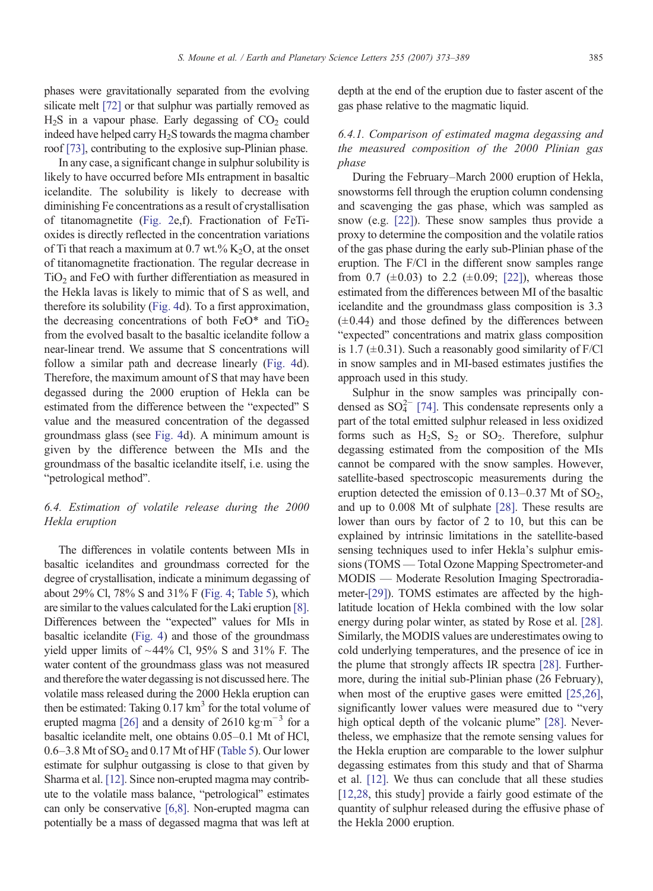phases were gravitationally separated from the evolving silicate melt [72] or that sulphur was partially removed as $H_2S$ in a vapour phase. Early degassing of $CO_2$ could indeed have helped carry $H_2S$ towards the magma chamber roof [73], contributing to the explosive sup-Plinian phase.

In any case, a significant change in sulphur solubility is likely to have occurred before MIs entrapment in basaltic icelandite. The solubility is likely to decrease with diminishing Fe concentrations as a result of crystallisation of titanomagnetite (Fig. 2e,f). Fractionation of FeTi-oxides is directly reflected in the concentration variations of Ti that reach a maximum at 0.7 wt.% $K_2O$, at the onset of titanomagnetite fractionation. The regular decrease in $TiO_2$ and FeO with further differentiation as measured in the Hekla lavas is likely to mimic that of S as well, and therefore its solubility (Fig. 4d). To a first approximation, the decreasing concentrations of both FeO* and $TiO_2$ from the evolved basalt to the basaltic icelandite follow a near-linear trend. We assume that S concentrations will follow a similar path and decrease linearly (Fig. 4d). Therefore, the maximum amount of S that may have been degassed during the 2000 eruption of Hekla can be estimated from the difference between the "expected" S value and the measured concentration of the degassed groundmass glass (see Fig. 4d). A minimum amount is given by the difference between the MIs and the groundmass of the basaltic icelandite itself, i.e. using the "petrological method".

### 6.4. Estimation of volatile release during the 2000 Hekla eruption

The differences in volatile contents between MIs in basaltic icelandites and groundmass corrected for the degree of crystallisation, indicate a minimum degassing of about 29% Cl, 78% S and 31% F (Fig. 4; Table 5), which are similar to the values calculated for the Laki eruption [8]. Differences between the "expected" values for MIs in basaltic icelandite (Fig. 4) and those of the groundmass yield upper limits of ~44% Cl, 95% S and 31% F. The water content of the groundmass glass was not measured and therefore the water degassing is not discussed here. The volatile mass released during the 2000 Hekla eruption can then be estimated: Taking 0.17 $km^3$ for the total volume of erupted magma [26] and a density of 2610 $kg \cdot m^{-3}$ for a basaltic icelandite melt, one obtains 0.05–0.1 Mt of HCl, 0.6–3.8 Mt of $SO_2$ and 0.17 Mt of HF (Table 5). Our lower estimate for sulphur outgassing is close to that given by Sharma et al. [12]. Since non-erupted magma may contribute to the volatile mass balance, "petrological" estimates can only be conservative [6,8]. Non-erupted magma can potentially be a mass of degassed magma that was left at depth at the end of the eruption due to faster ascent of the gas phase relative to the magmatic liquid.

#### 6.4.1. Comparison of estimated magma degassing and the measured composition of the 2000 Plinian gas phase

During the February–March 2000 eruption of Hekla, snowstorms fell through the eruption column condensing and scavenging the gas phase, which was sampled as snow (e.g. [22]). These snow samples thus provide a proxy to determine the composition and the volatile ratios of the gas phase during the early sub-Plinian phase of the eruption. The F/Cl in the different snow samples range from 0.7 (±0.03) to 2.2 (±0.09; [22]), whereas those estimated from the differences between MI of the basaltic icelandite and the groundmass glass composition is 3.3 (±0.44) and those defined by the differences between "expected" concentrations and matrix glass composition is 1.7 (±0.31). Such a reasonably good similarity of F/Cl in snow samples and in MI-based estimates justifies the approach used in this study.

Sulphur in the snow samples was principally condensed as $SO_4^{2-}$ [74]. This condensate represents only a part of the total emitted sulphur released in less oxidized forms such as $H_2S$, $S_2$ or $SO_2$. Therefore, sulphur degassing estimated from the composition of the MIs cannot be compared with the snow samples. However, satellite-based spectroscopic measurements during the eruption detected the emission of 0.13–0.37 Mt of $SO_2$, and up to 0.008 Mt of sulphate [28]. These results are lower than ours by factor of 2 to 10, but this can be explained by intrinsic limitations in the satellite-based sensing techniques used to infer Hekla's sulphur emissions (TOMS — Total Ozone Mapping Spectrometer-and MODIS — Moderate Resolution Imaging Spectroradiameter-[29]). TOMS estimates are affected by the high-latitude location of Hekla combined with the low solar energy during polar winter, as stated by Rose et al. [28]. Similarly, the MODIS values are underestimates owing to cold underlying temperatures, and the presence of ice in the plume that strongly affects IR spectra [28]. Furthermore, during the initial sub-Plinian phase (26 February), when most of the eruptive gases were emitted [25,26], significantly lower values were measured due to "very high optical depth of the volcanic plume" [28]. Nevertheless, we emphasize that the remote sensing values for the Hekla eruption are comparable to the lower sulphur degassing estimates from this study and that of Sharma et al. [12]. We thus can conclude that all these studies [12,28, this study] provide a fairly good estimate of the quantity of sulphur released during the effusive phase of the Hekla 2000 eruption.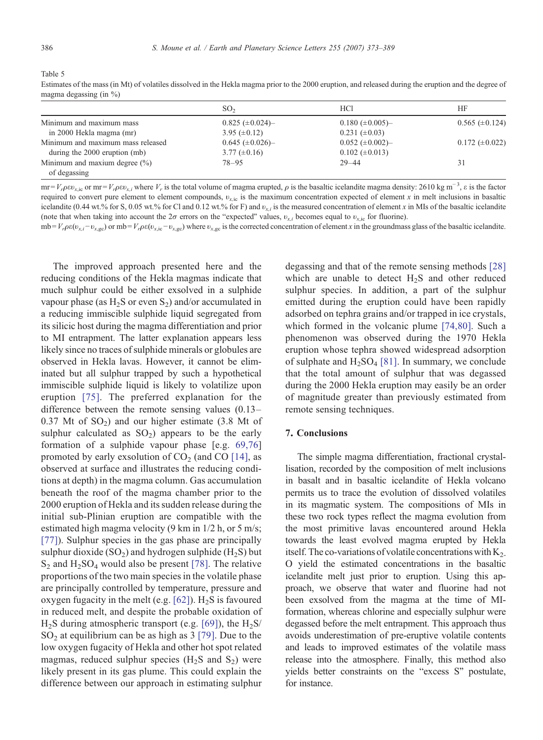Table 5

Estimates of the mass (in Mt) of volatiles dissolved in the Hekla magma prior to the 2000 eruption, and released during the eruption and the degree of magma degassing (in %)

| | $SO_2$ | HCl | HF |
|---|---|---|---|
| Minimum and maximum mass in 2000 Hekla magma (mr) | 0.825 (±0.024)– 3.95 (±0.12) | 0.180 (±0.005)– 0.231 (±0.03) | 0.565 (±0.124) |
| Minimum and maximum mass released during the 2000 eruption (mb) | 0.645 (±0.026)– 3.77 (±0.16) | 0.052 (±0.002)– 0.102 (±0.013) | 0.172 (±0.022) |
| Minimum and maxium degree (%) of degassing | 78–95 | 29–44 | 31 |

mr$=V_r \rho \varepsilon \upsilon_{x,\mathrm{ic}}$ or mr$=V_r \rho \varepsilon \upsilon_{x,i}$ where $V_r$ is the total volume of magma erupted, $\rho$ is the basaltic icelandite magma density: 2610 kg m$^{-3}$, $\varepsilon$ is the factor required to convert pure element to element compounds, $\upsilon_{x,\mathrm{ic}}$ is the maximum concentration expected of element $x$ in melt inclusions in basaltic icelandite (0.44 wt.% for S, 0.05 wt.% for Cl and 0.12 wt.% for F) and $\upsilon_{x,i}$ is the measured concentration of element $x$ in MIs of the basaltic icelandite (note that when taking into account the $2\sigma$ errors on the "expected" values, $\upsilon_{x,i}$ becomes equal to $\upsilon_{x,\mathrm{ic}}$ for fluorine).

mb$=V_r \rho \varepsilon (\upsilon_{x,i} - \upsilon_{x,\mathrm{gc}})$ or mb$=V_r \rho \varepsilon (\upsilon_{x,\mathrm{ic}} - \upsilon_{x,\mathrm{gc}})$ where $\upsilon_{x,\mathrm{gc}}$ is the corrected concentration of element $x$ in the groundmass glass of the basaltic icelandite.

The improved approach presented here and the reducing conditions of the Hekla magmas indicate that much sulphur could be either exsolved in a sulphide vapour phase (as $H_2S$ or even $S_2$) and/or accumulated in a reducing immiscible sulphide liquid segregated from its silicic host during the magma differentiation and prior to MI entrapment. The latter explanation appears less likely since no traces of sulphide minerals or globules are observed in Hekla lavas. However, it cannot be eliminated but all sulphur trapped by such a hypothetical immiscible sulphide liquid is likely to volatilize upon eruption [75]. The preferred explanation for the difference between the remote sensing values (0.13–0.37 Mt of $SO_2$) and our higher estimate (3.8 Mt of sulphur calculated as $SO_2$) appears to be the early formation of a sulphide vapour phase [e.g. 69,76] promoted by early exsolution of $CO_2$ (and CO [14], as observed at surface and illustrates the reducing conditions at depth) in the magma column. Gas accumulation beneath the roof of the magma chamber prior to the 2000 eruption of Hekla and its sudden release during the initial sub-Plinian eruption are compatible with the estimated high magma velocity (9 km in 1/2 h, or 5 m/s; [77]). Sulphur species in the gas phase are principally sulphur dioxide ($SO_2$) and hydrogen sulphide ($H_2S$) but $S_2$ and $H_2SO_4$ would also be present [78]. The relative proportions of the two main species in the volatile phase are principally controlled by temperature, pressure and oxygen fugacity in the melt (e.g. [62]). $H_2S$ is favoured in reduced melt, and despite the probable oxidation of $H_2S$ during atmospheric transport (e.g. [69]), the $H_2S/SO_2$ at equilibrium can be as high as 3 [79]. Due to the low oxygen fugacity of Hekla and other hot spot related magmas, reduced sulphur species ($H_2S$ and $S_2$) were likely present in its gas plume. This could explain the difference between our approach in estimating sulphur degassing and that of the remote sensing methods [28] which are unable to detect $H_2S$ and other reduced sulphur species. In addition, a part of the sulphur emitted during the eruption could have been rapidly adsorbed on tephra grains and/or trapped in ice crystals, which formed in the volcanic plume [74,80]. Such a phenomenon was observed during the 1970 Hekla eruption whose tephra showed widespread adsorption of sulphate and $H_2SO_4$ [81]. In summary, we conclude that the total amount of sulphur that was degassed during the 2000 Hekla eruption may easily be an order of magnitude greater than previously estimated from remote sensing techniques.

## 7. Conclusions

The simple magma differentiation, fractional crystallisation, recorded by the composition of melt inclusions in basalt and in basaltic icelandite of Hekla volcano permits us to trace the evolution of dissolved volatiles in its magmatic system. The compositions of MIs in these two rock types reflect the magma evolution from the most primitive lavas encountered around Hekla towards the least evolved magma erupted by Hekla itself. The co-variations of volatile concentrations with $K_2O$ yield the estimated concentrations in the basaltic icelandite melt just prior to eruption. Using this approach, we observe that water and fluorine had not been exsolved from the magma at the time of MI-formation, whereas chlorine and especially sulphur were degassed before the melt entrapment. This approach thus avoids underestimation of pre-eruptive volatile contents and leads to improved estimates of the volatile mass release into the atmosphere. Finally, this method also yields better constraints on the "excess S" postulate, for instance.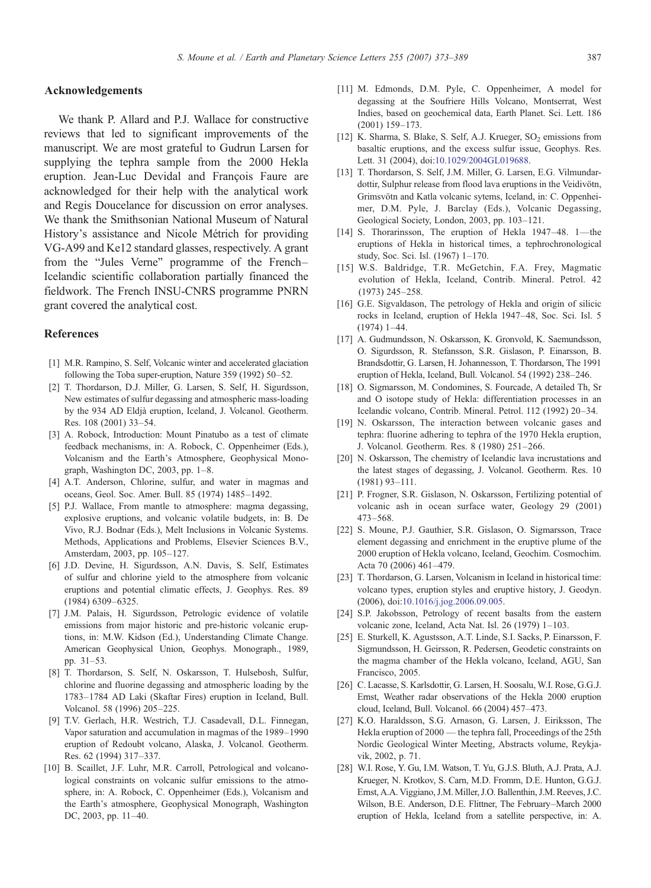## Acknowledgements

We thank P. Allard and P.J. Wallace for constructive reviews that led to significant improvements of the manuscript. We are most grateful to Gudrun Larsen for supplying the tephra sample from the 2000 Hekla eruption. Jean-Luc Devidal and François Faure are acknowledged for their help with the analytical work and Regis Doucelance for discussion on error analyses. We thank the Smithsonian National Museum of Natural History's assistance and Nicole Métrich for providing VG-A99 and Ke12 standard glasses, respectively. A grant from the "Jules Verne" programme of the French–Icelandic scientific collaboration partially financed the fieldwork. The French INSU-CNRS programme PNRN grant covered the analytical cost.

## References

[1] M.R. Rampino, S. Self, Volcanic winter and accelerated glaciation following the Toba super-eruption, Nature 359 (1992) 50–52.

[2] T. Thordarson, D.J. Miller, G. Larsen, S. Self, H. Sigurdsson, New estimates of sulfur degassing and atmospheric mass-loading by the 934 AD Eldjà eruption, Iceland, J. Volcanol. Geotherm. Res. 108 (2001) 33–54.

[3] A. Robock, Introduction: Mount Pinatubo as a test of climate feedback mechanisms, in: A. Robock, C. Oppenheimer (Eds.), Volcanism and the Earth's Atmosphere, Geophysical Monograph, Washington DC, 2003, pp. 1–8.

[4] A.T. Anderson, Chlorine, sulfur, and water in magmas and oceans, Geol. Soc. Amer. Bull. 85 (1974) 1485–1492.

[5] P.J. Wallace, From mantle to atmosphere: magma degassing, explosive eruptions, and volcanic volatile budgets, in: B. De Vivo, R.J. Bodnar (Eds.), Melt Inclusions in Volcanic Systems. Methods, Applications and Problems, Elsevier Sciences B.V., Amsterdam, 2003, pp. 105–127.

[6] J.D. Devine, H. Sigurdsson, A.N. Davis, S. Self, Estimates of sulfur and chlorine yield to the atmosphere from volcanic eruptions and potential climatic effects, J. Geophys. Res. 89 (1984) 6309–6325.

[7] J.M. Palais, H. Sigurdsson, Petrologic evidence of volatile emissions from major historic and pre-historic volcanic eruptions, in: M.W. Kidson (Ed.), Understanding Climate Change. American Geophysical Union, Geophys. Monograph., 1989, pp. 31–53.

[8] T. Thordarson, S. Self, N. Oskarsson, T. Hulsebosh, Sulfur, chlorine and fluorine degassing and atmospheric loading by the 1783–1784 AD Laki (Skaftar Fires) eruption in Iceland, Bull. Volcanol. 58 (1996) 205–225.

[9] T.V. Gerlach, H.R. Westrich, T.J. Casadevall, D.L. Finnegan, Vapor saturation and accumulation in magmas of the 1989–1990 eruption of Redoubt volcano, Alaska, J. Volcanol. Geotherm. Res. 62 (1994) 317–337.

[10] B. Scaillet, J.F. Luhr, M.R. Carroll, Petrological and volcanological constraints on volcanic sulfur emissions to the atmosphere, in: A. Robock, C. Oppenheimer (Eds.), Volcanism and the Earth's atmosphere, Geophysical Monograph, Washington DC, 2003, pp. 11–40.

[11] M. Edmonds, D.M. Pyle, C. Oppenheimer, A model for degassing at the Soufriere Hills Volcano, Montserrat, West Indies, based on geochemical data, Earth Planet. Sci. Lett. 186 (2001) 159–173.

[12] K. Sharma, S. Blake, S. Self, A.J. Krueger, $SO_2$ emissions from basaltic eruptions, and the excess sulfur issue, Geophys. Res. Lett. 31 (2004), doi:10.1029/2004GL019688.

[13] T. Thordarson, S. Self, J.M. Miller, G. Larsen, E.G. Vilmundardottir, Sulphur release from flood lava eruptions in the Veidivötn, Grimsvötn and Katla volcanic sytems, Iceland, in: C. Oppenheimer, D.M. Pyle, J. Barclay (Eds.), Volcanic Degassing, Geological Society, London, 2003, pp. 103–121.

[14] S. Thorarinsson, The eruption of Hekla 1947–48. 1—the eruptions of Hekla in historical times, a tephrochronological study, Soc. Sci. Isl. (1967) 1–170.

[15] W.S. Baldridge, T.R. McGetchin, F.A. Frey, Magmatic evolution of Hekla, Iceland, Contrib. Mineral. Petrol. 42 (1973) 245–258.

[16] G.E. Sigvaldason, The petrology of Hekla and origin of silicic rocks in Iceland, eruption of Hekla 1947–48, Soc. Sci. Isl. 5 (1974) 1–44.

[17] A. Gudmundsson, N. Oskarsson, K. Gronvold, K. Saemundsson, O. Sigurdsson, R. Stefansson, S.R. Gislason, P. Einarsson, B. Brandsdottir, G. Larsen, H. Johannesson, T. Thordarson, The 1991 eruption of Hekla, Iceland, Bull. Volcanol. 54 (1992) 238–246.

[18] O. Sigmarsson, M. Condomines, S. Fourcade, A detailed Th, Sr and O isotope study of Hekla: differentiation processes in an Icelandic volcano, Contrib. Mineral. Petrol. 112 (1992) 20–34.

[19] N. Oskarsson, The interaction between volcanic gases and tephra: fluorine adhering to tephra of the 1970 Hekla eruption, J. Volcanol. Geotherm. Res. 8 (1980) 251–266.

[20] N. Oskarsson, The chemistry of Icelandic lava incrustations and the latest stages of degassing, J. Volcanol. Geotherm. Res. 10 (1981) 93–111.

[21] P. Frogner, S.R. Gislason, N. Oskarsson, Fertilizing potential of volcanic ash in ocean surface water, Geology 29 (2001) 473–568.

[22] S. Moune, P.J. Gauthier, S.R. Gislason, O. Sigmarsson, Trace element degassing and enrichment in the eruptive plume of the 2000 eruption of Hekla volcano, Iceland, Geochim. Cosmochim. Acta 70 (2006) 461–479.

[23] T. Thordarson, G. Larsen, Volcanism in Iceland in historical time: volcano types, eruption styles and eruptive history, J. Geodyn. (2006), doi:10.1016/j.jog.2006.09.005.

[24] S.P. Jakobsson, Petrology of recent basalts from the eastern volcanic zone, Iceland, Acta Nat. Isl. 26 (1979) 1–103.

[25] E. Sturkell, K. Agustsson, A.T. Linde, S.I. Sacks, P. Einarsson, F. Sigmundsson, H. Geirsson, R. Pedersen, Geodetic constraints on the magma chamber of the Hekla volcano, Iceland, AGU, San Francisco, 2005.

[26] C. Lacasse, S. Karlsdottir, G. Larsen, H. Soosalu, W.I. Rose, G.G.J. Ernst, Weather radar observations of the Hekla 2000 eruption cloud, Iceland, Bull. Volcanol. 66 (2004) 457–473.

[27] K.O. Haraldsson, S.G. Arnason, G. Larsen, J. Eiriksson, The Hekla eruption of 2000 — the tephra fall, Proceedings of the 25th Nordic Geological Winter Meeting, Abstracts volume, Reykjavik, 2002, p. 71.

[28] W.I. Rose, Y. Gu, I.M. Watson, T. Yu, G.J.S. Bluth, A.J. Prata, A.J. Krueger, N. Krotkov, S. Carn, M.D. Fromm, D.E. Hunton, G.G.J. Ernst, A.A. Viggiano, J.M. Miller, J.O. Ballenthin, J.M. Reeves, J.C. Wilson, B.E. Anderson, D.E. Flittner, The February–March 2000 eruption of Hekla, Iceland from a satellite perspective, in: A.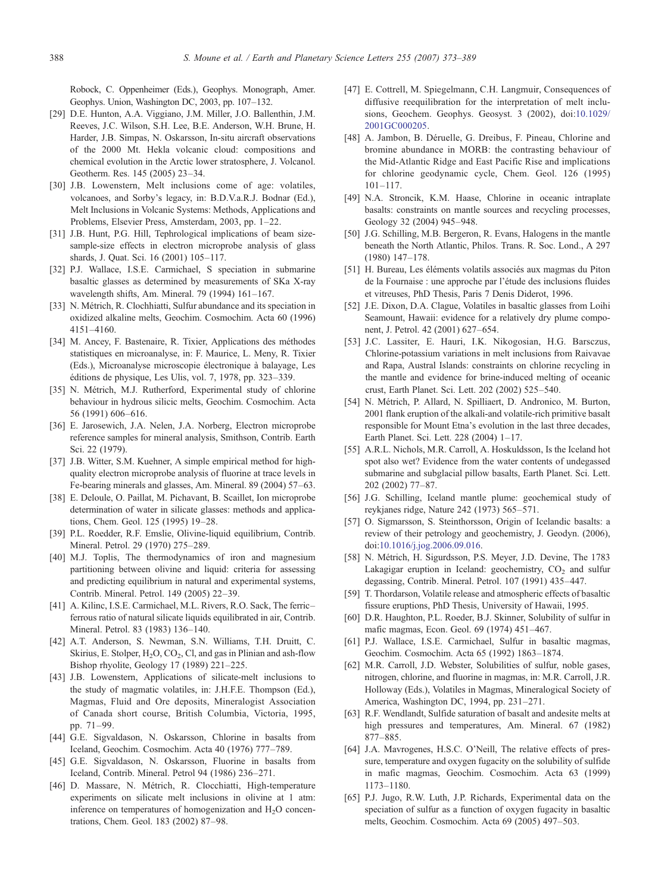Robock, C. Oppenheimer (Eds.), Geophys. Monograph, Amer. Geophys. Union, Washington DC, 2003, pp. 107–132.

[29] D.E. Hunton, A.A. Viggiano, J.M. Miller, J.O. Ballenthin, J.M. Reeves, J.C. Wilson, S.H. Lee, B.E. Anderson, W.H. Brune, H. Harder, J.B. Simpas, N. Oskarsson, In-situ aircraft observations of the 2000 Mt. Hekla volcanic cloud: compositions and chemical evolution in the Arctic lower stratosphere, J. Volcanol. Geotherm. Res. 145 (2005) 23–34.

[30] J.B. Lowenstern, Melt inclusions come of age: volatiles, volcanoes, and Sorby's legacy, in: B.D.V.a.R.J. Bodnar (Ed.), Melt Inclusions in Volcanic Systems: Methods, Applications and Problems, Elsevier Press, Amsterdam, 2003, pp. 1–22.

[31] J.B. Hunt, P.G. Hill, Tephrological implications of beam size-sample-size effects in electron microprobe analysis of glass shards, J. Quat. Sci. 16 (2001) 105–117.

[32] P.J. Wallace, I.S.E. Carmichael, S speciation in submarine basaltic glasses as determined by measurements of SKa X-ray wavelength shifts, Am. Mineral. 79 (1994) 161–167.

[33] N. Métrich, R. Clochhiatti, Sulfur abundance and its speciation in oxidized alkaline melts, Geochim. Cosmochim. Acta 60 (1996) 4151–4160.

[34] M. Ancey, F. Bastenaire, R. Tixier, Applications des méthodes statistiques en microanalyse, in: F. Maurice, L. Meny, R. Tixier (Eds.), Microanalyse microscopie électronique à balayage, Les éditions de physique, Les Ulis, vol. 7, 1978, pp. 323–339.

[35] N. Métrich, M.J. Rutherford, Experimental study of chlorine behaviour in hydrous silicic melts, Geochim. Cosmochim. Acta 56 (1991) 606–616.

[36] E. Jarosewich, J.A. Nelen, J.A. Norberg, Electron microprobe reference samples for mineral analysis, Smithson, Contrib. Earth Sci. 22 (1979).

[37] J.B. Witter, S.M. Kuehner, A simple empirical method for high-quality electron microprobe analysis of fluorine at trace levels in Fe-bearing minerals and glasses, Am. Mineral. 89 (2004) 57–63.

[38] E. Deloule, O. Paillat, M. Pichavant, B. Scaillet, Ion microprobe determination of water in silicate glasses: methods and applications, Chem. Geol. 125 (1995) 19–28.

[39] P.L. Roedder, R.F. Emslie, Olivine-liquid equilibrium, Contrib. Mineral. Petrol. 29 (1970) 275–289.

[40] M.J. Toplis, The thermodynamics of iron and magnesium partitioning between olivine and liquid: criteria for assessing and predicting equilibrium in natural and experimental systems, Contrib. Mineral. Petrol. 149 (2005) 22–39.

[41] A. Kilinc, I.S.E. Carmichael, M.L. Rivers, R.O. Sack, The ferric–ferrous ratio of natural silicate liquids equilibrated in air, Contrib. Mineral. Petrol. 83 (1983) 136–140.

[42] A.T. Anderson, S. Newman, S.N. Williams, T.H. Druitt, C. Skirius, E. Stolper, $H_2O$, $CO_2$, Cl, and gas in Plinian and ash-flow Bishop rhyolite, Geology 17 (1989) 221–225.

[43] J.B. Lowenstern, Applications of silicate-melt inclusions to the study of magmatic volatiles, in: J.H.F.E. Thompson (Ed.), Magmas, Fluid and Ore deposits, Mineralogist Association of Canada short course, British Columbia, Victoria, 1995, pp. 71–99.

[44] G.E. Sigvaldason, N. Oskarsson, Chlorine in basalts from Iceland, Geochim. Cosmochim. Acta 40 (1976) 777–789.

[45] G.E. Sigvaldason, N. Oskarsson, Fluorine in basalts from Iceland, Contrib. Mineral. Petrol 94 (1986) 236–271.

[46] D. Massare, N. Métrich, R. Clocchiatti, High-temperature experiments on silicate melt inclusions in olivine at 1 atm: inference on temperatures of homogenization and $H_2O$ concentrations, Chem. Geol. 183 (2002) 87–98.

[47] E. Cottrell, M. Spiegelmann, C.H. Langmuir, Consequences of diffusive reequilibration for the interpretation of melt inclusions, Geochem. Geophys. Geosyst. 3 (2002), doi:10.1029/2001GC000205.

[48] A. Jambon, B. Déruelle, G. Dreibus, F. Pineau, Chlorine and bromine abundance in MORB: the contrasting behaviour of the Mid-Atlantic Ridge and East Pacific Rise and implications for chlorine geodynamic cycle, Chem. Geol. 126 (1995) 101–117.

[49] N.A. Stroncik, K.M. Haase, Chlorine in oceanic intraplate basalts: constraints on mantle sources and recycling processes, Geology 32 (2004) 945–948.

[50] J.G. Schilling, M.B. Bergeron, R. Evans, Halogens in the mantle beneath the North Atlantic, Philos. Trans. R. Soc. Lond., A 297 (1980) 147–178.

[51] H. Bureau, Les éléments volatils associés aux magmas du Piton de la Fournaise : une approche par l'étude des inclusions fluides et vitreuses, PhD Thesis, Paris 7 Denis Diderot, 1996.

[52] J.E. Dixon, D.A. Clague, Volatiles in basaltic glasses from Loihi Seamount, Hawaii: evidence for a relatively dry plume component, J. Petrol. 42 (2001) 627–654.

[53] J.C. Lassiter, E. Hauri, I.K. Nikogosian, H.G. Barsczus, Chlorine-potassium variations in melt inclusions from Raivavae and Rapa, Austral Islands: constraints on chlorine recycling in the mantle and evidence for brine-induced melting of oceanic crust, Earth Planet. Sci. Lett. 202 (2002) 525–540.

[54] N. Métrich, P. Allard, N. Spilliaert, D. Andronico, M. Burton, 2001 flank eruption of the alkali-and volatile-rich primitive basalt responsible for Mount Etna's evolution in the last three decades, Earth Planet. Sci. Lett. 228 (2004) 1–17.

[55] A.R.L. Nichols, M.R. Carroll, A. Hoskuldsson, Is the Iceland hot spot also wet? Evidence from the water contents of undegassed submarine and subglacial pillow basalts, Earth Planet. Sci. Lett. 202 (2002) 77–87.

[56] J.G. Schilling, Iceland mantle plume: geochemical study of reykjanes ridge, Nature 242 (1973) 565–571.

[57] O. Sigmarsson, S. Steinthorsson, Origin of Icelandic basalts: a review of their petrology and geochemistry, J. Geodyn. (2006), doi:10.1016/j.jog.2006.09.016.

[58] N. Métrich, H. Sigurdsson, P.S. Meyer, J.D. Devine, The 1783 Lakagigar eruption in Iceland: geochemistry, $CO_2$ and sulfur degassing, Contrib. Mineral. Petrol. 107 (1991) 435–447.

[59] T. Thordarson, Volatile release and atmospheric effects of basaltic fissure eruptions, PhD Thesis, University of Hawaii, 1995.

[60] D.R. Haughton, P.L. Roeder, B.J. Skinner, Solubility of sulfur in mafic magmas, Econ. Geol. 69 (1974) 451–467.

[61] P.J. Wallace, I.S.E. Carmichael, Sulfur in basaltic magmas, Geochim. Cosmochim. Acta 65 (1992) 1863–1874.

[62] M.R. Carroll, J.D. Webster, Solubilities of sulfur, noble gases, nitrogen, chlorine, and fluorine in magmas, in: M.R. Carroll, J.R. Holloway (Eds.), Volatiles in Magmas, Mineralogical Society of America, Washington DC, 1994, pp. 231–271.

[63] R.F. Wendlandt, Sulfide saturation of basalt and andesite melts at high pressures and temperatures, Am. Mineral. 67 (1982) 877–885.

[64] J.A. Mavrogenes, H.S.C. O'Neill, The relative effects of pressure, temperature and oxygen fugacity on the solubility of sulfide in mafic magmas, Geochim. Cosmochim. Acta 63 (1999) 1173–1180.

[65] P.J. Jugo, R.W. Luth, J.P. Richards, Experimental data on the speciation of sulfur as a function of oxygen fugacity in basaltic melts, Geochim. Cosmochim. Acta 69 (2005) 497–503.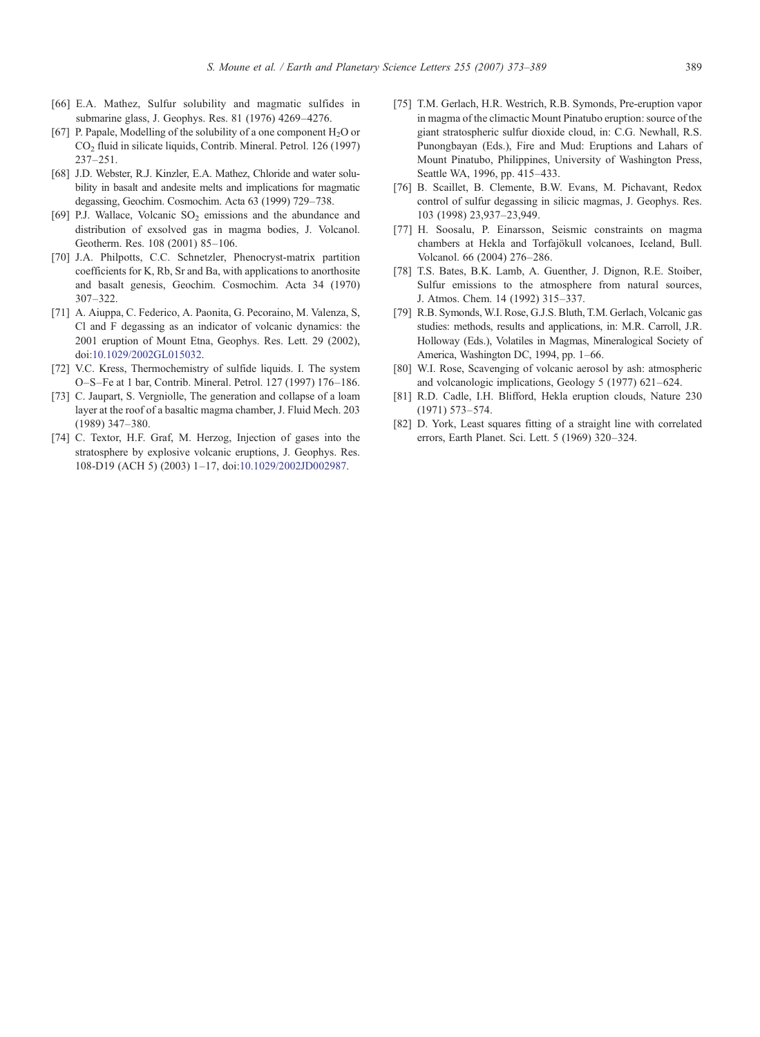[66] E.A. Mathez, Sulfur solubility and magmatic sulfides in submarine glass, J. Geophys. Res. 81 (1976) 4269–4276.

[67] P. Papale, Modelling of the solubility of a one component $H_2O$ or $CO_2$ fluid in silicate liquids, Contrib. Mineral. Petrol. 126 (1997) 237–251.

[68] J.D. Webster, R.J. Kinzler, E.A. Mathez, Chloride and water solubility in basalt and andesite melts and implications for magmatic degassing, Geochim. Cosmochim. Acta 63 (1999) 729–738.

[69] P.J. Wallace, Volcanic $SO_2$ emissions and the abundance and distribution of exsolved gas in magma bodies, J. Volcanol. Geotherm. Res. 108 (2001) 85–106.

[70] J.A. Philpotts, C.C. Schnetzler, Phenocryst-matrix partition coefficients for K, Rb, Sr and Ba, with applications to anorthosite and basalt genesis, Geochim. Cosmochim. Acta 34 (1970) 307–322.

[71] A. Aiuppa, C. Federico, A. Paonita, G. Pecoraino, M. Valenza, S, Cl and F degassing as an indicator of volcanic dynamics: the 2001 eruption of Mount Etna, Geophys. Res. Lett. 29 (2002), doi:10.1029/2002GL015032.

[72] V.C. Kress, Thermochemistry of sulfide liquids. I. The system O–S–Fe at 1 bar, Contrib. Mineral. Petrol. 127 (1997) 176–186.

[73] C. Jaupart, S. Vergniolle, The generation and collapse of a loam layer at the roof of a basaltic magma chamber, J. Fluid Mech. 203 (1989) 347–380.

[74] C. Textor, H.F. Graf, M. Herzog, Injection of gases into the stratosphere by explosive volcanic eruptions, J. Geophys. Res. 108-D19 (ACH 5) (2003) 1–17, doi:10.1029/2002JD002987.

[75] T.M. Gerlach, H.R. Westrich, R.B. Symonds, Pre-eruption vapor in magma of the climactic Mount Pinatubo eruption: source of the giant stratospheric sulfur dioxide cloud, in: C.G. Newhall, R.S. Punongbayan (Eds.), Fire and Mud: Eruptions and Lahars of Mount Pinatubo, Philippines, University of Washington Press, Seattle WA, 1996, pp. 415–433.

[76] B. Scaillet, B. Clemente, B.W. Evans, M. Pichavant, Redox control of sulfur degassing in silicic magmas, J. Geophys. Res. 103 (1998) 23,937–23,949.

[77] H. Soosalu, P. Einarsson, Seismic constraints on magma chambers at Hekla and Torfajökull volcanoes, Iceland, Bull. Volcanol. 66 (2004) 276–286.

[78] T.S. Bates, B.K. Lamb, A. Guenther, J. Dignon, R.E. Stoiber, Sulfur emissions to the atmosphere from natural sources, J. Atmos. Chem. 14 (1992) 315–337.

[79] R.B. Symonds, W.I. Rose, G.J.S. Bluth, T.M. Gerlach, Volcanic gas studies: methods, results and applications, in: M.R. Carroll, J.R. Holloway (Eds.), Volatiles in Magmas, Mineralogical Society of America, Washington DC, 1994, pp. 1–66.

[80] W.I. Rose, Scavenging of volcanic aerosol by ash: atmospheric and volcanologic implications, Geology 5 (1977) 621–624.

[81] R.D. Cadle, I.H. Blifford, Hekla eruption clouds, Nature 230 (1971) 573–574.

[82] D. York, Least squares fitting of a straight line with correlated errors, Earth Planet. Sci. Lett. 5 (1969) 320–324.